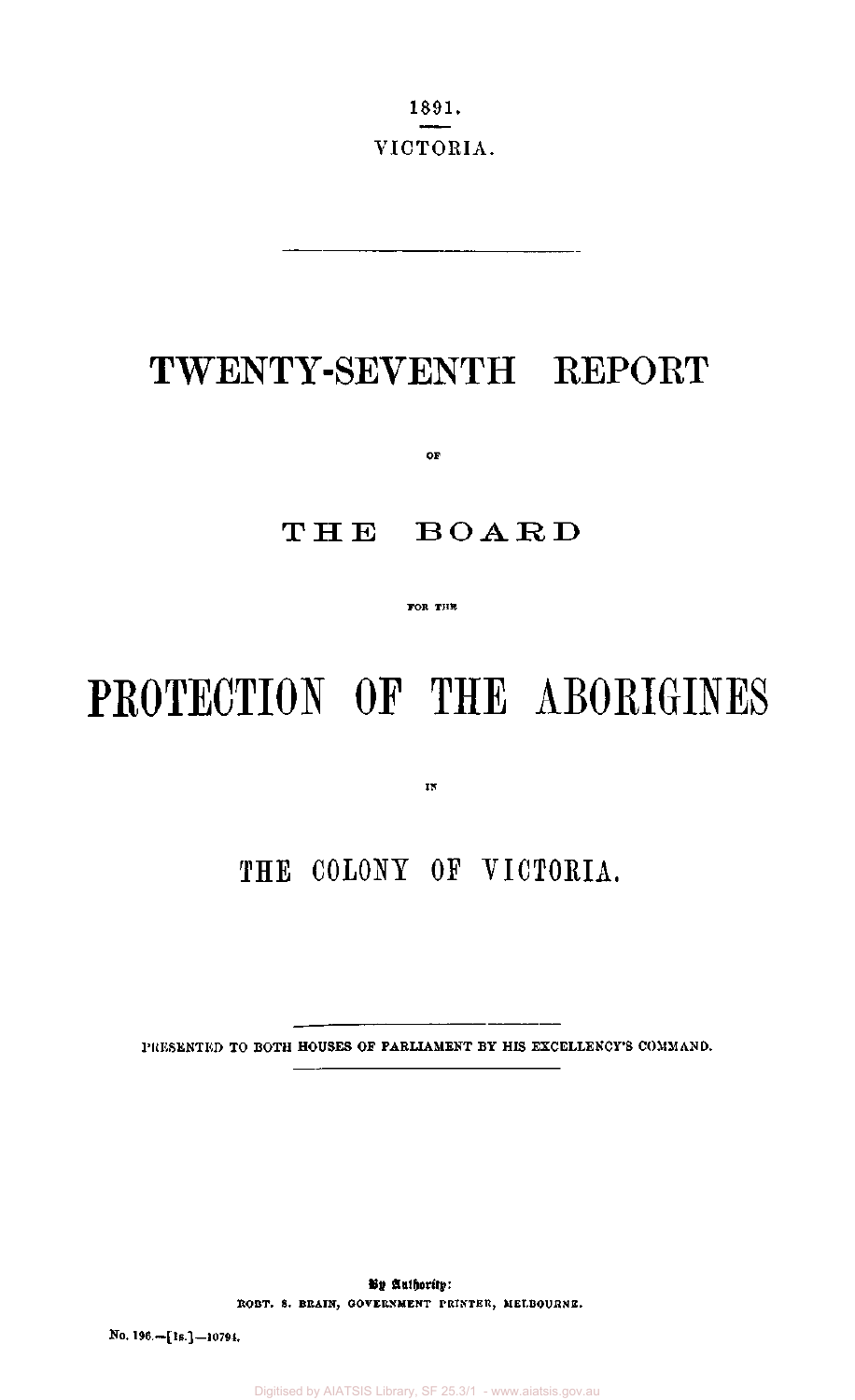1891.

VICTORIA.

# TWENTY-SEVENTH REPORT

OF

## THE BOARD

FOR THE

# PROTECTION OF THE ABORIGINES

IN

## THE COLONY OF VICTORIA.

PRESENTED TO BOTH HOUSES OF PARLIAMENT BY HIS EXCELLENCY'S COMMAND.

By Authority:
ROBT. S. BRAIN, GOVERNMENT PRINTER, MELBOURNE.

No. 196.—[1s.]—10794.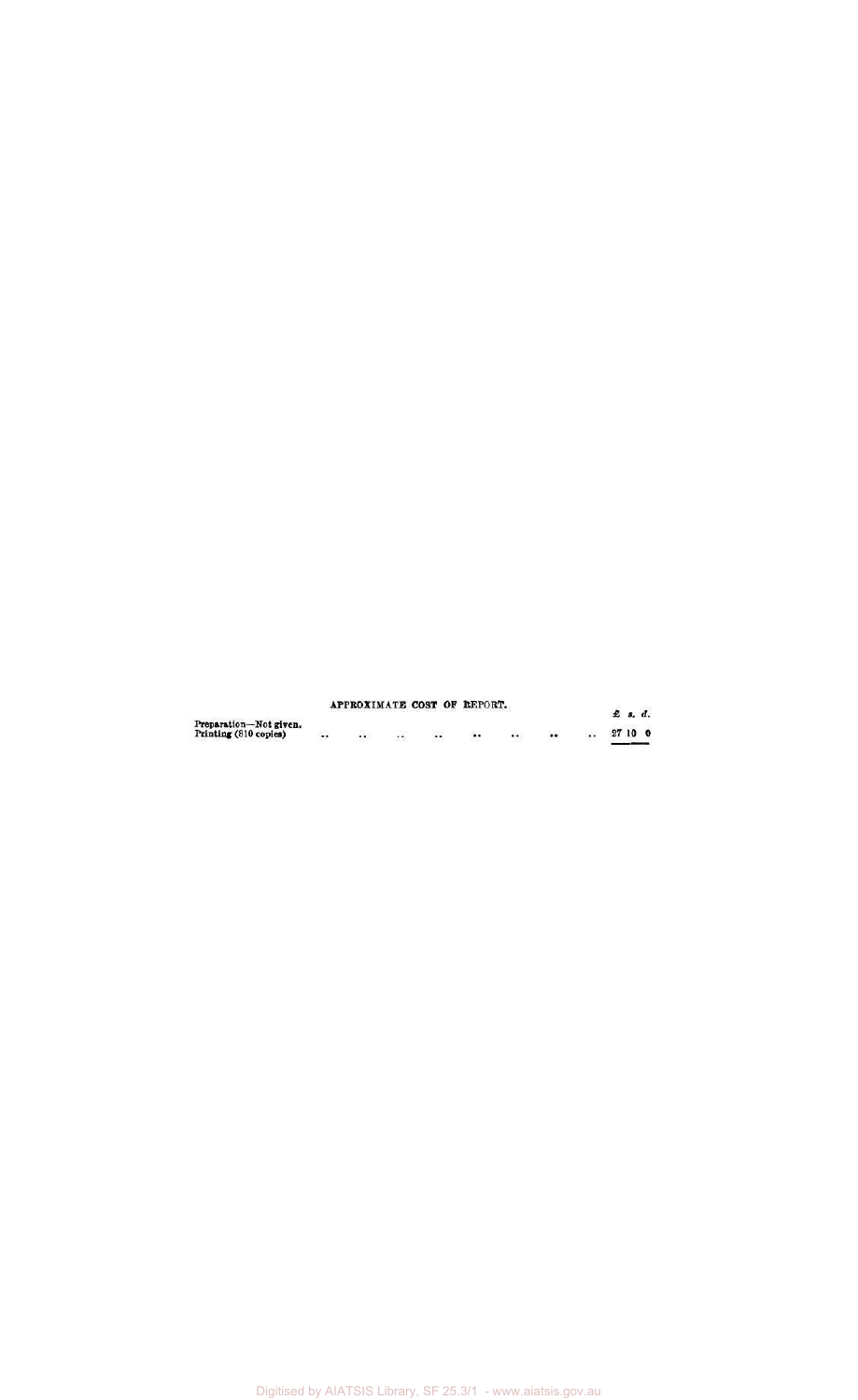APPROXIMATE COST OF REPORT.

| | £ s. d. |
|---|---|
| Preparation—Not given. | |
| Printing (810 copies) .. .. .. .. .. .. .. .. | 27 10 0 |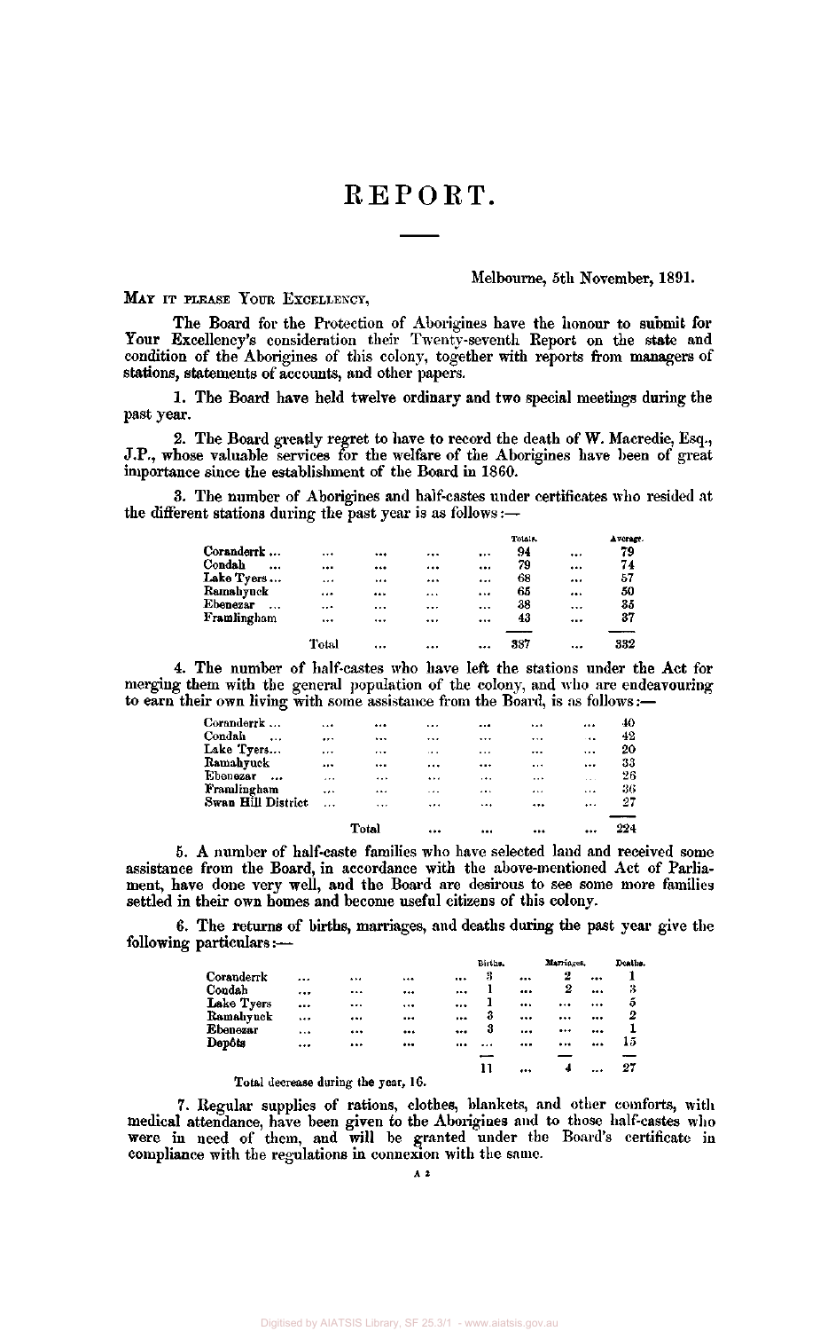# REPORT.

Melbourne, 5th November, 1891.

MAY IT PLEASE YOUR EXCELLENCY,

The Board for the Protection of Aborigines have the honour to submit for Your Excellency's consideration their Twenty-seventh Report on the state and condition of the Aborigines of this colony, together with reports from managers of stations, statements of accounts, and other papers.

1. The Board have held twelve ordinary and two special meetings during the past year.

2. The Board greatly regret to have to record the death of W. Macredie, Esq., J.P., whose valuable services for the welfare of the Aborigines have been of great importance since the establishment of the Board in 1860.

3. The number of Aborigines and half-castes under certificates who resided at the different stations during the past year is as follows:—

| | Totals. | Average. |
|---|---|---|
| Coranderrk | 94 | 79 |
| Condah | 79 | 74 |
| Lake Tyers | 68 | 57 |
| Ramahyuck | 65 | 50 |
| Ebenezar | 38 | 35 |
| Framlingham | 43 | 37 |
| Total | 387 | 332 |

4. The number of half-castes who have left the stations under the Act for merging them with the general population of the colony, and who are endeavouring to earn their own living with some assistance from the Board, is as follows:—

| | |
|---|---|
| Coranderrk | 40 |
| Condah | 42 |
| Lake Tyers | 20 |
| Ramahyuck | 33 |
| Ebenezar | 26 |
| Framlingham | 36 |
| Swan Hill District | 27 |
| Total | 224 |

5. A number of half-caste families who have selected land and received some assistance from the Board, in accordance with the above-mentioned Act of Parliament, have done very well, and the Board are desirous to see some more families settled in their own homes and become useful citizens of this colony.

6. The returns of births, marriages, and deaths during the past year give the following particulars:—

| | Births. | Marriages. | Deaths. |
|---|---|---|---|
| Coranderrk | 3 | 2 | 1 |
| Condah | 1 | 2 | 3 |
| Lake Tyers | 1 | ... | 5 |
| Ramahyuck | 3 | ... | 2 |
| Ebenezar | 3 | ... | 1 |
| Depôts | ... | ... | 15 |
| | 11 | 4 | 27 |

Total decrease during the year, 16.

7. Regular supplies of rations, clothes, blankets, and other comforts, with medical attendance, have been given to the Aborigines and to those half-castes who were in need of them, and will be granted under the Board's certificate in compliance with the regulations in connexion with the same.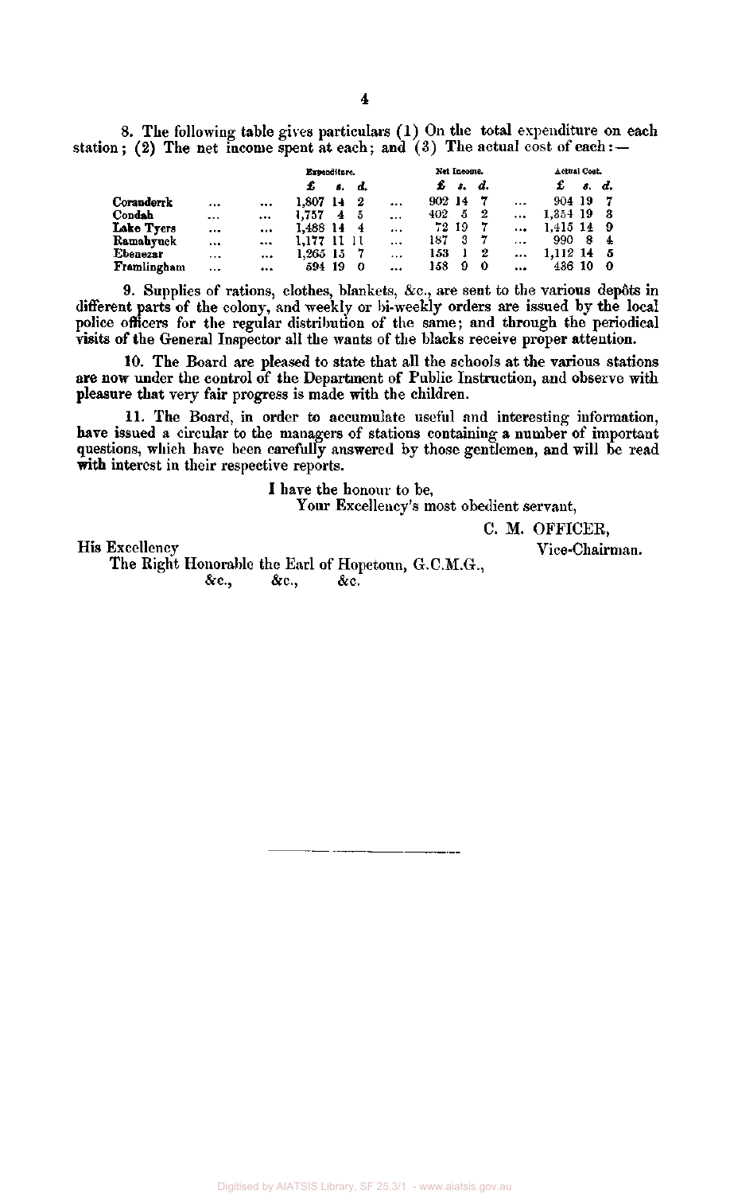8. The following table gives particulars (1) On the total expenditure on each station; (2) The net income spent at each; and (3) The actual cost of each:—

| | Expenditure. | | | Net Income. | | | Actual Cost. | | |
|---|---|---|---|---|---|---|---|---|---|
| | £ | s. | d. | £ | s. | d. | £ | s. | d. |
| Coranderrk | 1,807 | 14 | 2 | 902 | 14 | 7 | 904 | 19 | 7 |
| Condah | 1,757 | 4 | 5 | 402 | 5 | 2 | 1,354 | 19 | 3 |
| Lake Tyers | 1,488 | 14 | 4 | 72 | 19 | 7 | 1,415 | 14 | 9 |
| Ramahyuck | 1,177 | 11 | 11 | 187 | 3 | 7 | 990 | 8 | 4 |
| Ebenezer | 1,265 | 15 | 7 | 153 | 1 | 2 | 1,112 | 14 | 5 |
| Framlingham | 594 | 19 | 0 | 158 | 9 | 0 | 436 | 10 | 0 |

9. Supplies of rations, clothes, blankets, &c., are sent to the various depôts in different parts of the colony, and weekly or bi-weekly orders are issued by the local police officers for the regular distribution of the same; and through the periodical visits of the General Inspector all the wants of the blacks receive proper attention.

10. The Board are pleased to state that all the schools at the various stations are now under the control of the Department of Public Instruction, and observe with pleasure that very fair progress is made with the children.

11. The Board, in order to accumulate useful and interesting information, have issued a circular to the managers of stations containing a number of important questions, which have been carefully answered by those gentlemen, and will be read with interest in their respective reports.

I have the honour to be,
Your Excellency's most obedient servant,

C. M. OFFICER,
Vice-Chairman.

His Excellency
The Right Honorable the Earl of Hopetoun, G.C.M.G.,
&c., &c., &c.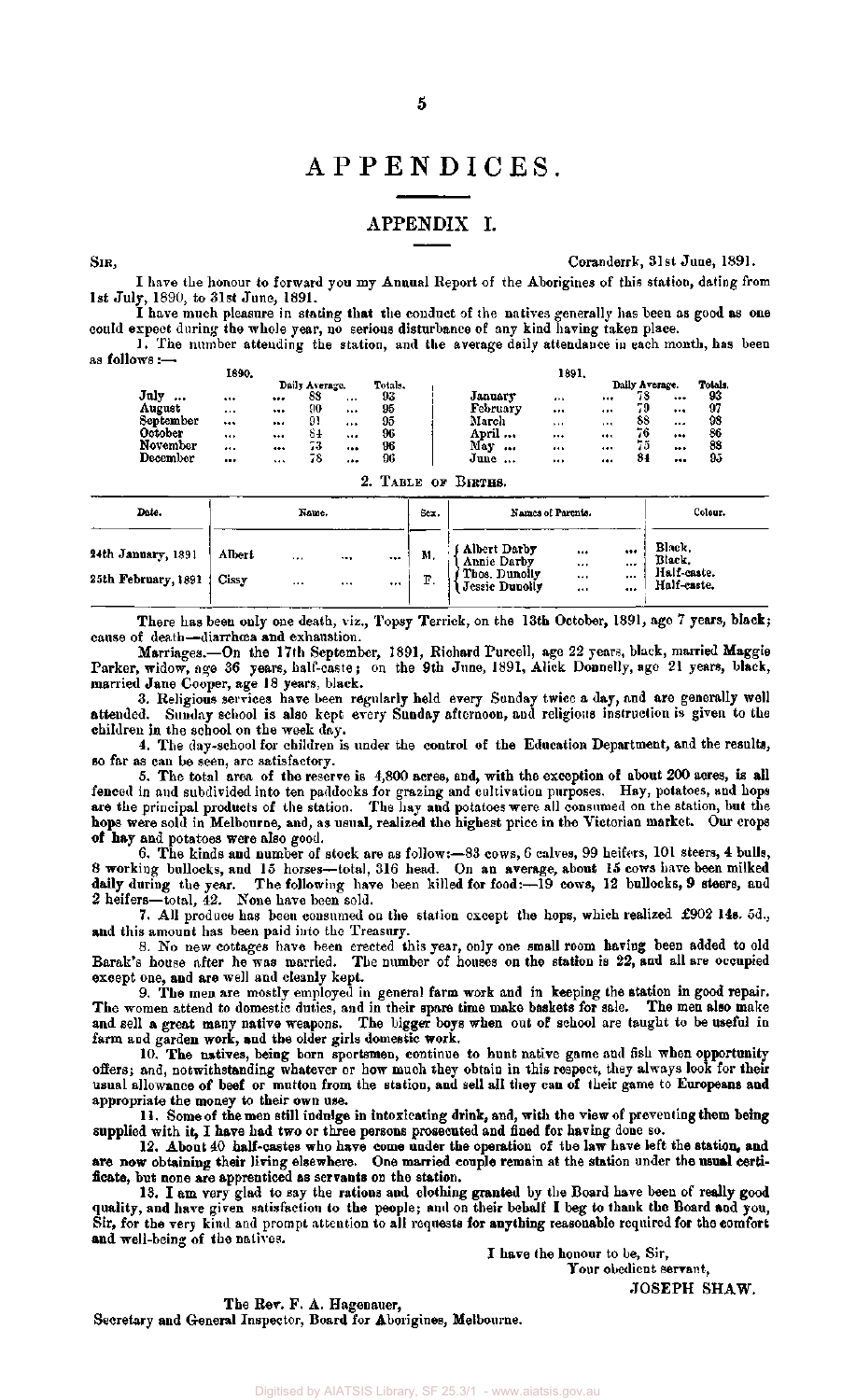# APPENDICES.

## APPENDIX I.

SIR, Coranderrk, 31st June, 1891.

I have the honour to forward you my Annual Report of the Aborigines of this station, dating from 1st July, 1890, to 31st June, 1891.

I have much pleasure in stating that the conduct of the natives generally has been as good as one could expect during the whole year, no serious disturbance of any kind having taken place.

1. The number attending the station, and the average daily attendance in each month, has been as follows:—

| 1890. | Daily Average. | Totals. | 1891. | Daily Average. | Totals. |
|---|---|---|---|---|---|
| July ... | 88 | 93 | January | 78 | 93 |
| August | 90 | 95 | February | 79 | 97 |
| September | 91 | 95 | March | 88 | 98 |
| October | 84 | 96 | April ... | 76 | 86 |
| November | 73 | 96 | May ... | 75 | 88 |
| December | 78 | 96 | June ... | 84 | 95 |

2. TABLE OF BIRTHS.

| Date. | Name. | Sex. | Names of Parents. | Colour. |
|---|---|---|---|---|
| 24th January, 1891 | Albert | M. | Albert Darby<br>Annie Darby | Black.<br>Black. |
| 25th February, 1891 | Cissy | F. | Thos. Dunolly<br>Jessie Dunolly | Half-caste.<br>Half-caste. |

There has been only one death, viz., Topsy Terrick, on the 13th October, 1891, age 7 years, black; cause of death—diarrhœa and exhaustion.

Marriages.—On the 17th September, 1891, Richard Purcell, age 22 years, black, married Maggie Parker, widow, age 36 years, half-caste; on the 9th June, 1891, Alick Donnelly, age 21 years, black, married Jane Cooper, age 18 years, black.

3. Religious services have been regularly held every Sunday twice a day, and are generally well attended. Sunday school is also kept every Sunday afternoon, and religious instruction is given to the children in the school on the week day.

4. The day-school for children is under the control of the Education Department, and the results, so far as can be seen, are satisfactory.

5. The total area of the reserve is 4,800 acres, and, with the exception of about 200 acres, is all fenced in and subdivided into ten paddocks for grazing and cultivation purposes. Hay, potatoes, and hops are the principal products of the station. The hay and potatoes were all consumed on the station, but the hops were sold in Melbourne, and, as usual, realized the highest price in the Victorian market. Our crops of hay and potatoes were also good.

6. The kinds and number of stock are as follow:—83 cows, 6 calves, 99 heifers, 101 steers, 4 bulls, 8 working bullocks, and 15 horses—total, 316 head. On an average, about 15 cows have been milked daily during the year. The following have been killed for food:—19 cows, 12 bullocks, 9 steers, and 2 heifers—total, 42. None have been sold.

7. All produce has been consumed on the station except the hops, which realized £902 14s. 5d., and this amount has been paid into the Treasury.

8. No new cottages have been erected this year, only one small room having been added to old Barak's house after he was married. The number of houses on the station is 22, and all are occupied except one, and are well and cleanly kept.

9. The men are mostly employed in general farm work and in keeping the station in good repair. The women attend to domestic duties, and in their spare time make baskets for sale. The men also make and sell a great many native weapons. The bigger boys when out of school are taught to be useful in farm and garden work, and the older girls domestic work.

10. The natives, being born sportsmen, continue to hunt native game and fish when opportunity offers; and, notwithstanding whatever or how much they obtain in this respect, they always look for their usual allowance of beef or mutton from the station, and sell all they can of their game to Europeans and appropriate the money to their own use.

11. Some of the men still indulge in intoxicating drink, and, with the view of preventing them being supplied with it, I have had two or three persons prosecuted and fined for having done so.

12. About 40 half-castes who have come under the operation of the law have left the station, and are now obtaining their living elsewhere. One married couple remain at the station under the usual certificate, but none are apprenticed as servants on the station.

13. I am very glad to say the rations and clothing granted by the Board have been of really good quality, and have given satisfaction to the people; and on their behalf I beg to thank the Board and you, Sir, for the very kind and prompt attention to all requests for anything reasonable required for the comfort and well-being of the natives.

I have the honour to be, Sir,
Your obedient servant,
JOSEPH SHAW.

The Rev. F. A. Hagenauer,
Secretary and General Inspector, Board for Aborigines, Melbourne.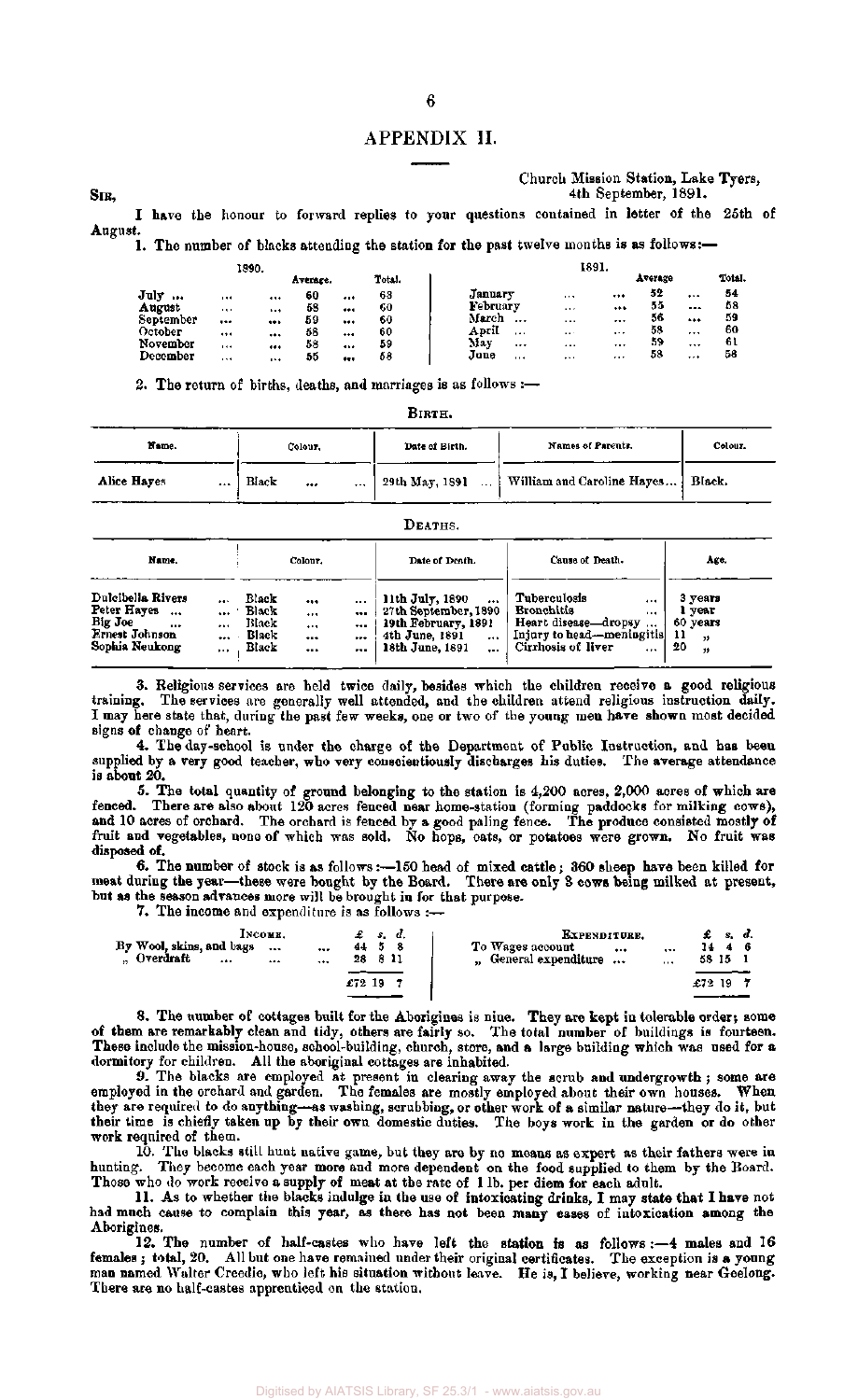## APPENDIX II.

Church Mission Station, Lake Tyers,
4th September, 1891.

SIR,

I have the honour to forward replies to your questions contained in letter of the 25th of August.

1. The number of blacks attending the station for the past twelve months is as follows:—

| 1890. | Average. | Total. | 1891. | Average | Total. |
|---|---|---|---|---|---|
| July ... | 60 | 63 | January | 52 | 54 |
| August | 58 | 60 | February | 55 | 58 |
| September | 59 | 60 | March ... | 56 | 59 |
| October | 58 | 60 | April | 58 | 60 |
| November | 58 | 59 | May | 59 | 61 |
| December | 55 | 58 | June | 58 | 58 |

2. The return of births, deaths, and marriages is as follows :—

BIRTH.

| Name. | Colour. | Date of Birth. | Names of Parents. | Colour. |
|---|---|---|---|---|
| Alice Hayes | Black | 29th May, 1891 | William and Caroline Hayes | Black. |

DEATHS.

| Name. | Colour. | Date of Death. | Cause of Death. | Age. |
|---|---|---|---|---|
| Dulcibella Rivers | Black | 11th July, 1890 | Tuberculosis | 3 years |
| Peter Hayes | Black | 27th September, 1890 | Bronchitis | 1 year |
| Big Joe | Black | 19th February, 1891 | Heart disease—dropsy | 60 years |
| Ernest Johnson | Black | 4th June, 1891 | Injury to head—meningitis | 11 " |
| Sophia Neukong | Black | 18th June, 1891 | Cirrhosis of liver | 20 " |

3. Religious services are held twice daily, besides which the children receive a good religious training. The services are generally well attended, and the children attend religious instruction daily. I may here state that, during the past few weeks, one or two of the young men have shown most decided signs of change of heart.

4. The day-school is under the charge of the Department of Public Instruction, and has been supplied by a very good teacher, who very conscientiously discharges his duties. The average attendance is about 20.

5. The total quantity of ground belonging to the station is 4,200 acres, 2,000 acres of which are fenced. There are also about 120 acres fenced near home-station (forming paddocks for milking cows), and 10 acres of orchard. The orchard is fenced by a good paling fence. The produce consisted mostly of fruit and vegetables, none of which was sold. No hops, oats, or potatoes were grown. No fruit was disposed of.

6. The number of stock is as follows:—150 head of mixed cattle; 360 sheep have been killed for meat during the year—these were bought by the Board. There are only 8 cows being milked at present, but as the season advances more will be brought in for that purpose.

7. The income and expenditure is as follows :—

| INCOME. | £ s. d. | EXPENDITURE. | £ s. d. |
|---|---|---|---|
| By Wool, skins, and bags ... | 44 5 8 | To Wages account ... | 14 4 6 |
| " Overdraft ... | 28 8 11 | " General expenditure ... | 58 15 1 |
| | £72 19 7 | | £72 19 7 |

8. The number of cottages built for the Aborigines is nine. They are kept in tolerable order; some of them are remarkably clean and tidy, others are fairly so. The total number of buildings is fourteen. These include the mission-house, school-building, church, store, and a large building which was used for a dormitory for children. All the aboriginal cottages are inhabited.

9. The blacks are employed at present in clearing away the scrub and undergrowth; some are employed in the orchard and garden. The females are mostly employed about their own houses. When they are required to do anything—as washing, scrubbing, or other work of a similar nature—they do it, but their time is chiefly taken up by their own domestic duties. The boys work in the garden or do other work required of them.

10. The blacks still hunt native game, but they are by no means as expert as their fathers were in hunting. They become each year more and more dependent on the food supplied to them by the Board. Those who do work receive a supply of meat at the rate of 1 lb. per diem for each adult.

11. As to whether the blacks indulge in the use of intoxicating drinks, I may state that I have not had much cause to complain this year, as there has not been many cases of intoxication among the Aborigines.

12. The number of half-castes who have left the station is as follows:—4 males and 16 females; total, 20. All but one have remained under their original certificates. The exception is a young man named Walter Creedie, who left his situation without leave. He is, I believe, working near Geelong. There are no half-castes apprenticed on the station.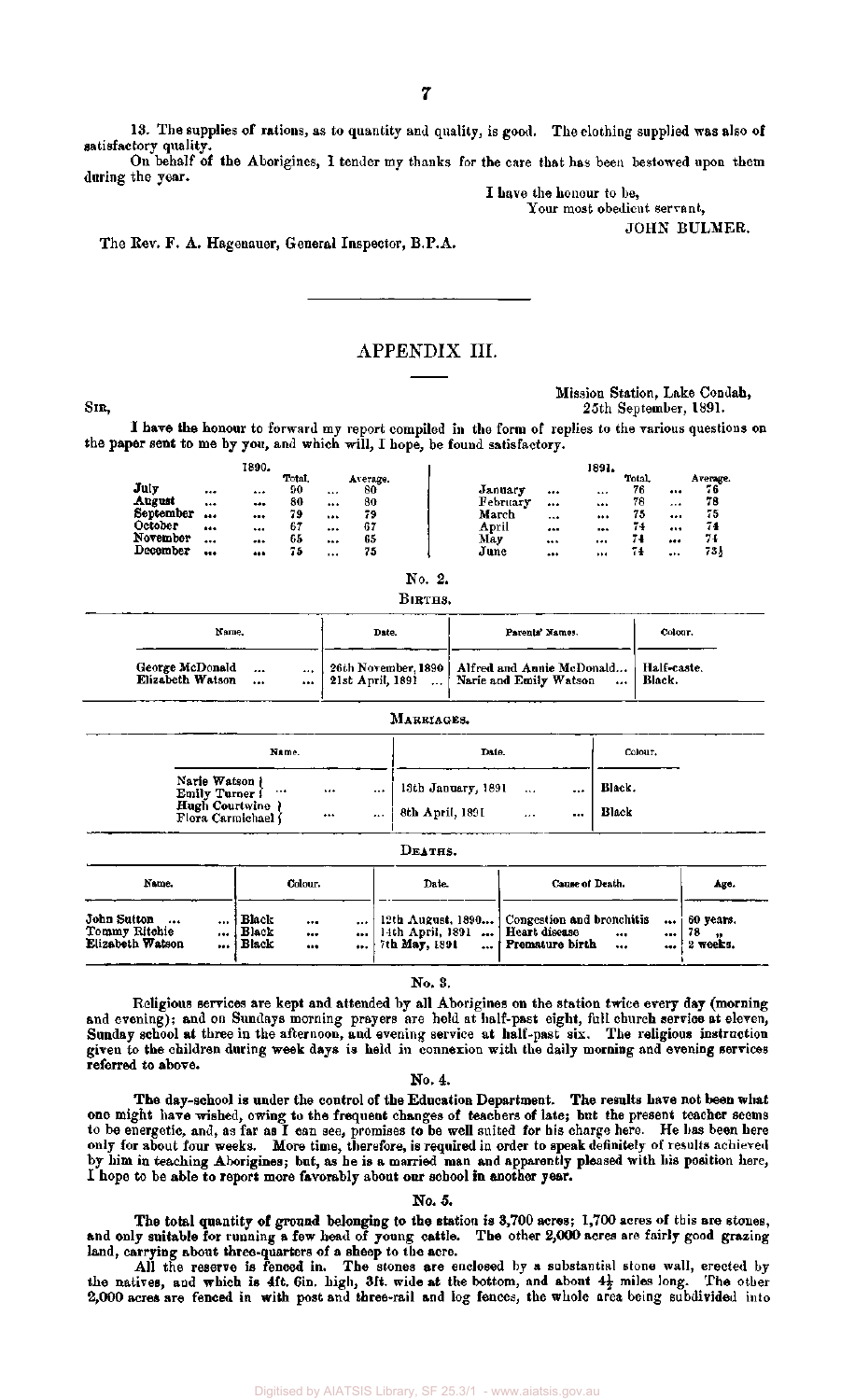13. The supplies of rations, as to quantity and quality, is good. The clothing supplied was also of satisfactory quality.

On behalf of the Aborigines, I tender my thanks for the care that has been bestowed upon them during the year.

I have the honour to be,
Your most obedient servant,
JOHN BULMER.

The Rev. F. A. Hagenauer, General Inspector, B.P.A.

---

## APPENDIX III.

Mission Station, Lake Condah,
25th September, 1891.

SIR,

I have the honour to forward my report compiled in the form of replies to the various questions on the paper sent to me by you, and which will, I hope, be found satisfactory.

| 1890. | Total. | Average. | 1891. | Total. | Average. |
|---|---|---|---|---|---|
| July | 90 | 80 | January | 76 | 76 |
| August | 80 | 80 | February | 78 | 78 |
| September | 79 | 79 | March | 75 | 75 |
| October | 67 | 67 | April | 74 | 74 |
| November | 65 | 65 | May | 74 | 74 |
| December | 75 | 75 | June | 74 | 73½ |

No. 2.

BIRTHS.

| Name. | Date. | Parents' Names. | Colour. |
|---|---|---|---|
| George McDonald | 26th November, 1890 | Alfred and Annie McDonald | Half-caste. |
| Elizabeth Watson | 21st April, 1891 | Narie and Emily Watson | Black. |

MARRIAGES.

| Name. | Date. | Colour. |
|---|---|---|
| Narie Watson / Emily Turner | 15th January, 1891 | Black. |
| Hugh Courtwine / Flora Carmichael | 8th April, 1891 | Black |

DEATHS.

| Name. | Colour. | Date. | Cause of Death. | Age. |
|---|---|---|---|---|
| John Sutton | Black | 12th August, 1890 | Congestion and bronchitis | 60 years. |
| Tommy Ritchie | Black | 14th April, 1891 | Heart disease | 78 „ |
| Elizabeth Watson | Black | 7th May, 1891 | Premature birth | 2 weeks. |

No. 3.

Religious services are kept and attended by all Aborigines on the station twice every day (morning and evening); and on Sundays morning prayers are held at half-past eight, full church service at eleven, Sunday school at three in the afternoon, and evening service at half-past six. The religious instruction given to the children during week days is held in connexion with the daily morning and evening services referred to above.

No. 4.

The day-school is under the control of the Education Department. The results have not been what one might have wished, owing to the frequent changes of teachers of late; but the present teacher seems to be energetic, and, as far as I can see, promises to be well suited for his charge here. He has been here only for about four weeks. More time, therefore, is required in order to speak definitely of results achieved by him in teaching Aborigines; but, as he is a married man and apparently pleased with his position here, I hope to be able to report more favorably about our school in another year.

No. 5.

The total quantity of ground belonging to the station is 3,700 acres; 1,700 acres of this are stones, and only suitable for running a few head of young cattle. The other 2,000 acres are fairly good grazing land, carrying about three-quarters of a sheep to the acre.

All the reserve is fenced in. The stones are enclosed by a substantial stone wall, erected by the natives, and which is 4ft. 6in. high, 3ft. wide at the bottom, and about 4½ miles long. The other 2,000 acres are fenced in with post and three-rail and log fences, the whole area being subdivided into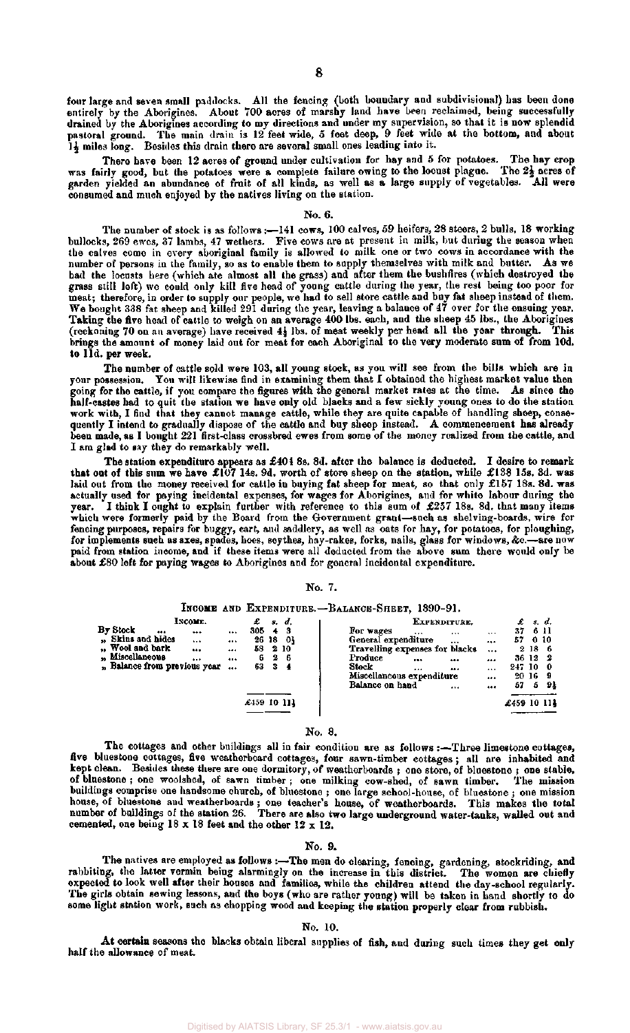four large and seven small paddocks. All the fencing (both boundary and subdivisional) has been done entirely by the Aborigines. About 700 acres of marshy land have been reclaimed, being successfully drained by the Aborigines according to my directions and under my supervision, so that it is now splendid pastoral ground. The main drain is 12 feet wide, 5 feet deep, 9 feet wide at the bottom, and about 1½ miles long. Besides this drain there are several small ones leading into it.

There have been 12 acres of ground under cultivation for hay and 5 for potatoes. The hay crop was fairly good, but the potatoes were a complete failure owing to the locust plague. The 2½ acres of garden yielded an abundance of fruit of all kinds, as well as a large supply of vegetables. All were consumed and much enjoyed by the natives living on the station.

### No. 6.

The number of stock is as follows:—141 cows, 100 calves, 59 heifers, 28 steers, 2 bulls, 18 working bullocks, 269 ewes, 37 lambs, 47 wethers. Five cows are at present in milk, but during the season when the calves come in every aboriginal family is allowed to milk one or two cows in accordance with the number of persons in the family, so as to enable them to supply themselves with milk and butter. As we had the locusts here (which ate almost all the grass) and after them the bushfires (which destroyed the grass still left) we could only kill five head of young cattle during the year, the rest being too poor for meat; therefore, in order to supply our people, we had to sell store cattle and buy fat sheep instead of them. We bought 338 fat sheep and killed 291 during the year, leaving a balance of 47 over for the ensuing year. Taking the five head of cattle to weigh on an average 400 lbs. each, and the sheep 45 lbs., the Aborigines (reckoning 70 on an average) have received 4½ lbs. of meat weekly per head all the year through. This brings the amount of money laid out for meat for each Aboriginal to the very moderate sum of from 10d. to 11d. per week.

The number of cattle sold were 103, all young stock, as you will see from the bills which are in your possession. You will likewise find in examining them that I obtained the highest market value then going for the cattle, if you compare the figures with the general market rates at the time. As since the half-castes had to quit the station we have only old blacks and a few sickly young ones to do the station work with, I find that they cannot manage cattle, while they are quite capable of handling sheep, consequently I intend to gradually dispose of the cattle and buy sheep instead. A commencement has already been made, as I bought 221 first-class crossbred ewes from some of the money realized from the cattle, and I am glad to say they do remarkably well.

The station expenditure appears as £401 8s. 8d. after the balance is deducted. I desire to remark that out of this sum we have £107 14s. 9d. worth of store sheep on the station, while £138 15s. 3d. was laid out from the money received for cattle in buying fat sheep for meat, so that only £157 18s. 8d. was actually used for paying incidental expenses, for wages for Aborigines, and for white labour during the year. I think I ought to explain further with reference to this sum of £257 18s. 8d. that many items which were formerly paid by the Board from the Government grant—such as shelving-boards, wire for fencing purposes, repairs for buggy, cart, and saddlery, as well as oats for hay, for potatoes, for ploughing, for implements such as axes, spades, hoes, scythes, hay-rakes, forks, nails, glass for windows, &c.—are now paid from station income, and if these items were all deducted from the above sum there would only be about £80 left for paying wages to Aborigines and for general incidental expenditure.

### No. 7.

INCOME AND EXPENDITURE.—BALANCE-SHEET, 1890-91.

| Income. | £ | s. | d. | Expenditure. | £ | s. | d. |
|---|---|---|---|---|---|---|---|
| By Stock ... ... ... | 305 | 4 | 3 | For wages ... ... ... | 37 | 6 | 11 |
| „ Skins and hides ... ... | 26 | 18 | 0½ | General expenditure ... ... | 57 | 0 | 10 |
| „ Wool and bark ... ... | 58 | 2 | 10 | Travelling expenses for blacks ... | 2 | 18 | 6 |
| „ Miscellaneous ... ... | 6 | 2 | 6 | Produce ... ... ... | 36 | 12 | 2 |
| „ Balance from previous year ... | 63 | 3 | 4 | Stock ... ... ... | 247 | 10 | 0 |
| | | | | Miscellaneous expenditure ... | 20 | 16 | 9 |
| | | | | Balance on hand ... ... | 57 | 5 | 9½ |
| | £459 | 10 | 11½ | | £459 | 10 | 11½ |

### No. 8.

The cottages and other buildings all in fair condition are as follows:—Three limestone cottages, five bluestone cottages, five weatherboard cottages, four sawn-timber cottages; all are inhabited and kept clean. Besides these there are one dormitory, of weatherboards; one store, of bluestone; one stable, of bluestone; one woolshed, of sawn timber; one milking cow-shed, of sawn timber. The mission buildings comprise one handsome church, of bluestone; one large school-house, of bluestone; one mission house, of bluestone and weatherboards; one teacher's house, of weatherboards. This makes the total number of buildings of the station 26. There are also two large underground water-tanks, walled out and cemented, one being 18 x 18 feet and the other 12 x 12.

### No. 9.

The natives are employed as follows:—The men do clearing, fencing, gardening, stockriding, and rabbiting, the latter vermin being alarmingly on the increase in this district. The women are chiefly expected to look well after their houses and families, while the children attend the day-school regularly. The girls obtain sewing lessons, and the boys (who are rather young) will be taken in hand shortly to do some light station work, such as chopping wood and keeping the station properly clear from rubbish.

### No. 10.

At certain seasons the blacks obtain liberal supplies of fish, and during such times they get only half the allowance of meat.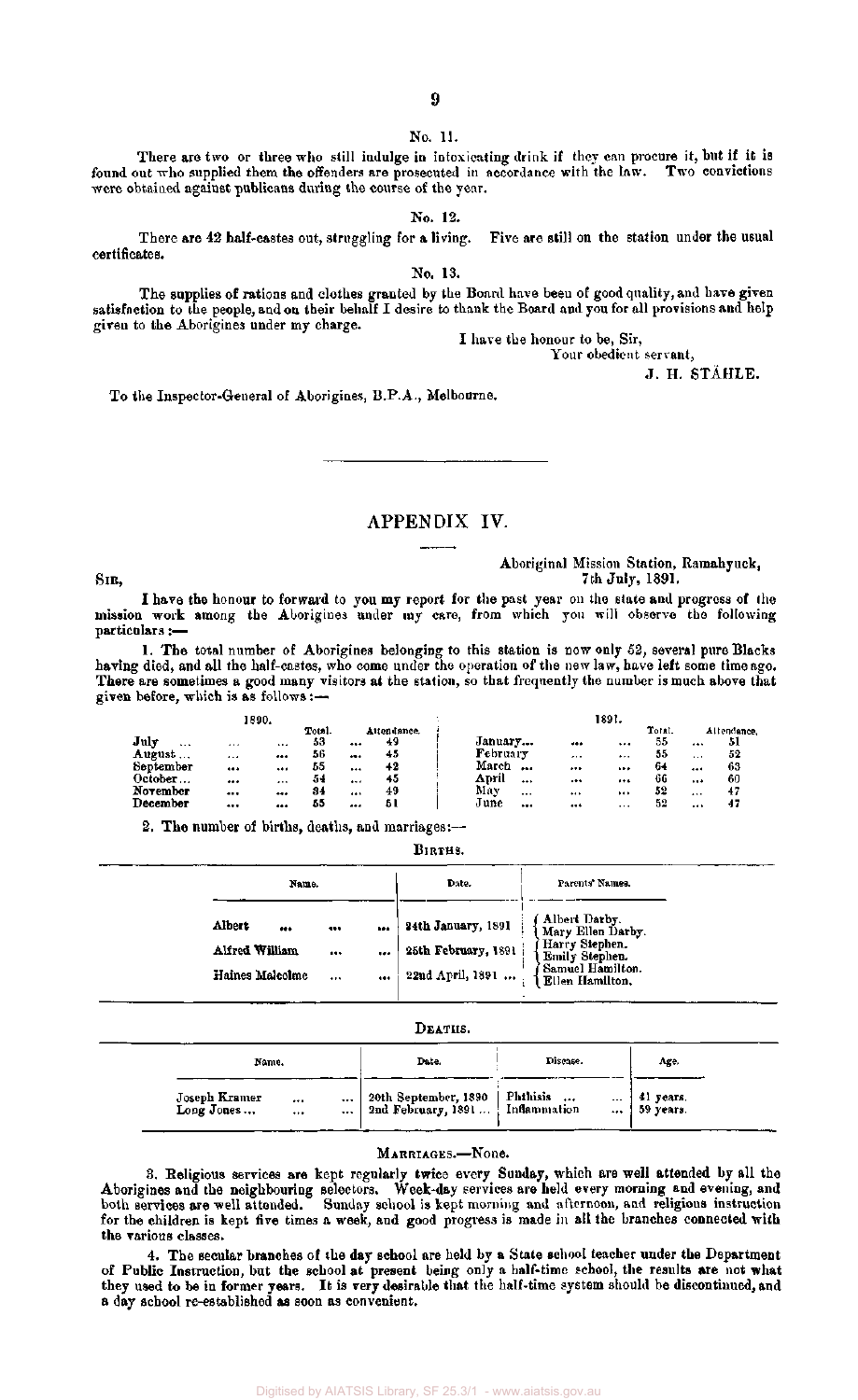No. 11.

There are two or three who still indulge in intoxicating drink if they can procure it, but if it is found out who supplied them the offenders are prosecuted in accordance with the law. Two convictions were obtained against publicans during the course of the year.

No. 12.

There are 42 half-castes out, struggling for a living. Five are still on the station under the usual certificates.

No. 13.

The supplies of rations and clothes granted by the Board have been of good quality, and have given satisfaction to the people, and on their behalf I desire to thank the Board and you for all provisions and help given to the Aborigines under my charge.

I have the honour to be, Sir,
Your obedient servant,
J. H. STÄHLE.

To the Inspector-General of Aborigines, B.P.A., Melbourne.

---

## APPENDIX IV.

Aboriginal Mission Station, Ramahyuck,
7th July, 1891.

SIR,

I have the honour to forward to you my report for the past year on the state and progress of the mission work among the Aborigines under my care, from which you will observe the following particulars :—

1. The total number of Aborigines belonging to this station is now only 52, several pure Blacks having died, and all the half-castes, who come under the operation of the new law, have left some time ago. There are sometimes a good many visitors at the station, so that frequently the number is much above that given before, which is as follows :—

| 1890. | Total. | Attendance. | 1891. | Total. | Attendance. |
|---|---|---|---|---|---|
| July | 53 | 49 | January | 55 | 51 |
| August | 56 | 45 | February | 55 | 52 |
| September | 55 | 42 | March | 64 | 63 |
| October | 54 | 45 | April | 66 | 60 |
| November | 54 | 49 | May | 52 | 47 |
| December | 55 | 51 | June | 52 | 47 |

2. The number of births, deaths, and marriages:—

BIRTHS.

| Name. | Date. | Parents' Names. |
|---|---|---|
| Albert | 24th January, 1891 | Albert Darby. Mary Ellen Darby. |
| Alfred William | 25th February, 1891 | Harry Stephen. Emily Stephen. |
| Haines Malcolme | 22nd April, 1891 | Samuel Hamilton. Ellen Hamilton. |

DEATHS.

| Name. | Date. | Disease. | Age. |
|---|---|---|---|
| Joseph Kramer | 20th September, 1890 | Phthisis | 41 years. |
| Long Jones | 2nd February, 1891 | Inflammation | 59 years. |

MARRIAGES.—None.

3. Religious services are kept regularly twice every Sunday, which are well attended by all the Aborigines and the neighbouring selectors. Week-day services are held every morning and evening, and both services are well attended. Sunday school is kept morning and afternoon, and religious instruction for the children is kept five times a week, and good progress is made in all the branches connected with the various classes.

4. The secular branches of the day school are held by a State school teacher under the Department of Public Instruction, but the school at present being only a half-time school, the results are not what they used to be in former years. It is very desirable that the half-time system should be discontinued, and a day school re-established as soon as convenient.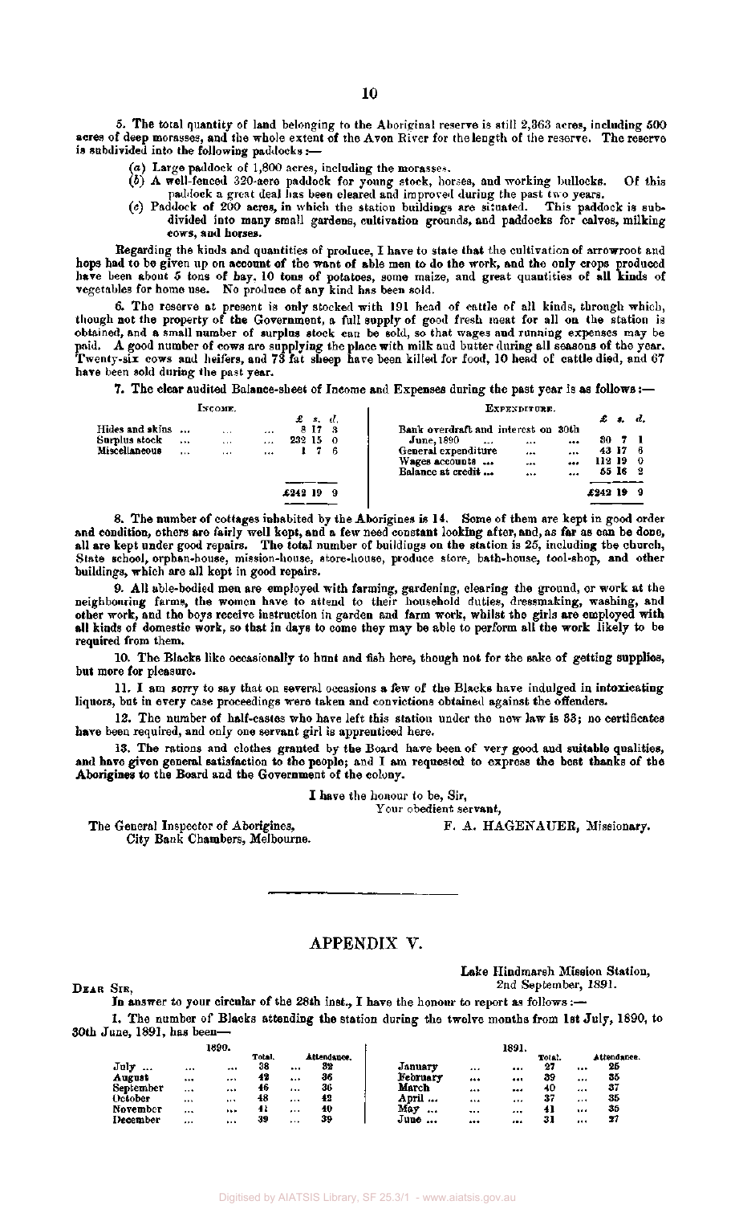5. The total quantity of land belonging to the Aboriginal reserve is still 2,363 acres, including 500 acres of deep morasses, and the whole extent of the Avon River for the length of the reserve. The reserve is subdivided into the following paddocks:—

(a) Large paddock of 1,800 acres, including the morasses.
(b) A well-fenced 320-acre paddock for young stock, horses, and working bullocks. Of this paddock a great deal has been cleared and improved during the past two years.
(c) Paddock of 200 acres, in which the station buildings are situated. This paddock is subdivided into many small gardens, cultivation grounds, and paddocks for calves, milking cows, and horses.

Regarding the kinds and quantities of produce, I have to state that the cultivation of arrowroot and hops had to be given up on account of the want of able men to do the work, and the only crops produced have been about 5 tons of hay, 10 tons of potatoes, some maize, and great quantities of all kinds of vegetables for home use. No produce of any kind has been sold.

6. The reserve at present is only stocked with 191 head of cattle of all kinds, through which, though not the property of the Government, a full supply of good fresh meat for all on the station is obtained, and a small number of surplus stock can be sold, so that wages and running expenses may be paid. A good number of cows are supplying the place with milk and butter during all seasons of the year. Twenty-six cows and heifers, and 73 fat sheep have been killed for food, 10 head of cattle died, and 67 have been sold during the past year.

7. The clear audited Balance-sheet of Income and Expenses during the past year is as follows:—

| Income. | £ s. d. | Expenditure. | £ s. d. |
|---|---|---|---|
| Hides and skins ... ... ... | 8 17 3 | Bank overdraft and interest on 30th June, 1890 ... ... | 30 7 1 |
| Surplus stock ... ... ... | 232 15 0 | General expenditure ... ... | 43 17 6 |
| Miscellaneous ... ... ... | 1 7 6 | Wages accounts ... ... ... | 112 19 0 |
| | | Balance at credit ... ... ... | 55 16 2 |
| | £242 19 9 | | £242 19 9 |

8. The number of cottages inhabited by the Aborigines is 14. Some of them are kept in good order and condition, others are fairly well kept, and a few need constant looking after, and, as far as can be done, all are kept under good repairs. The total number of buildings on the station is 25, including the church, State school, orphan-house, mission-house, store-house, produce store, bath-house, tool-shop, and other buildings, which are all kept in good repairs.

9. All able-bodied men are employed with farming, gardening, clearing the ground, or work at the neighbouring farms, the women have to attend to their household duties, dressmaking, washing, and other work, and the boys receive instruction in garden and farm work, whilst the girls are employed with all kinds of domestic work, so that in days to come they may be able to perform all the work likely to be required from them.

10. The Blacks like occasionally to hunt and fish here, though not for the sake of getting supplies, but more for pleasure.

11. I am sorry to say that on several occasions a few of the Blacks have indulged in intoxicating liquors, but in every case proceedings were taken and convictions obtained against the offenders.

12. The number of half-castes who have left this station under the new law is 33; no certificates have been required, and only one servant girl is apprenticed here.

13. The rations and clothes granted by the Board have been of very good and suitable qualities, and have given general satisfaction to the people; and I am requested to express the best thanks of the Aborigines to the Board and the Government of the colony.

I have the honour to be, Sir,
Your obedient servant,

F. A. HAGENAUER, Missionary.

The General Inspector of Aborigines,
City Bank Chambers, Melbourne.

---

## APPENDIX V.

Lake Hindmarsh Mission Station,
2nd September, 1891.

Dear Sir,

In answer to your circular of the 28th inst., I have the honour to report as follows:—

1. The number of Blacks attending the station during the twelve months from 1st July, 1890, to 30th June, 1891, has been—

| 1890. | Total. | Attendance. | 1891. | Total. | Attendance. |
|---|---|---|---|---|---|
| July ... | 38 | 32 | January ... | 27 | 25 |
| August ... | 42 | 36 | February ... | 39 | 35 |
| September ... | 46 | 36 | March ... | 40 | 37 |
| October ... | 48 | 42 | April ... | 37 | 35 |
| November ... | 41 | 40 | May ... | 41 | 35 |
| December ... | 39 | 39 | June ... | 31 | 27 |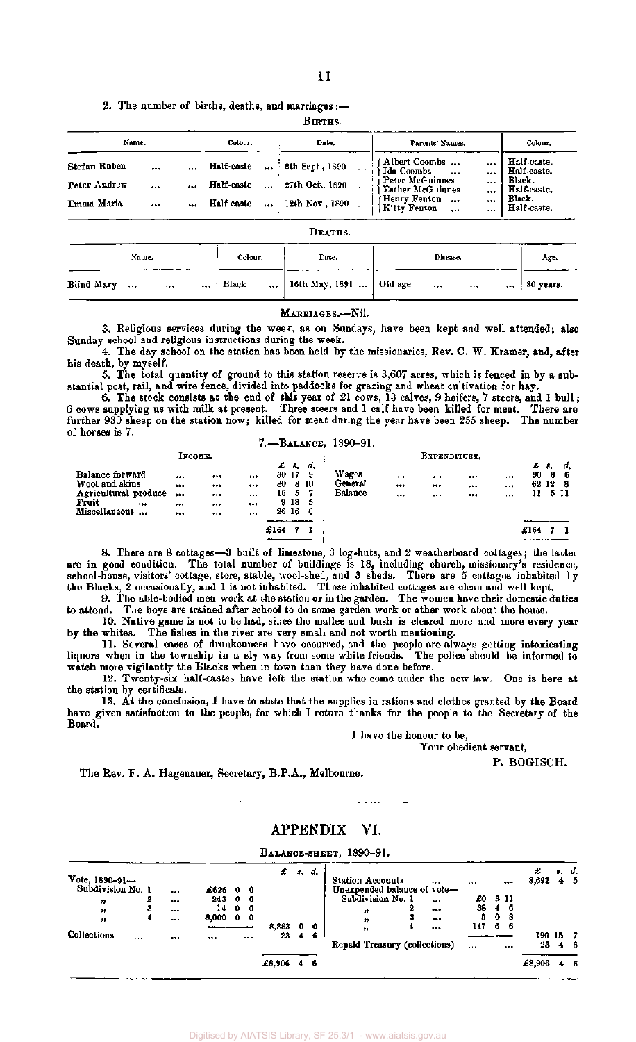2. The number of births, deaths, and marriages:—

BIRTHS.

| Name. | Colour. | Date. | Parents' Names. | Colour. |
|---|---|---|---|---|
| Stefan Ruben ... ... | Half-caste ... | 8th Sept., 1890 ... | Albert Coombs ... ... <br> Ida Coombs ... ... | Half-caste. <br> Half-caste. |
| Peter Andrew ... ... | Half-caste ... | 27th Oct., 1890 ... | Peter McGuinnes ... <br> Esther McGuinnes ... | Black. <br> Half-caste. |
| Emma Maria ... ... | Half-caste ... | 12th Nov., 1890 ... | Henry Fenton ... ... <br> Kitty Fenton ... ... | Black. <br> Half-caste. |

DEATHS.

| Name. | Colour. | Date. | Disease. | Age. |
|---|---|---|---|---|
| Blind Mary ... ... ... | Black ... | 16th May, 1891 ... | Old age ... ... ... | 80 years. |

MARRIAGES.—Nil.

3. Religious services during the week, as on Sundays, have been kept and well attended; also Sunday school and religious instructions during the week.

4. The day school on the station has been held by the missionaries, Rev. C. W. Kramer, and, after his death, by myself.

5. The total quantity of ground to this station reserve is 3,607 acres, which is fenced in by a substantial post, rail, and wire fence, divided into paddocks for grazing and wheat cultivation for hay.

6. The stock consists at the end of this year of 21 cows, 13 calves, 9 heifers, 7 steers, and 1 bull; 6 cows supplying us with milk at present. Three steers and 1 calf have been killed for meat. There are further 930 sheep on the station now; killed for meat during the year have been 255 sheep. The number of horses is 7.

7.—BALANCE, 1890-91.

| INCOME. | £ | s. | d. | EXPENDITURE. | £ | s. | d. |
|---|---|---|---|---|---|---|---|
| Balance forward ... ... ... | 30 | 17 | 9 | Wages ... ... ... ... | 90 | 8 | 6 |
| Wool and skins ... ... ... | 80 | 8 | 10 | General ... ... ... ... | 62 | 12 | 8 |
| Agricultural produce ... ... ... | 16 | 5 | 7 | Balance ... ... ... ... | 11 | 5 | 11 |
| Fruit ... ... ... ... | 9 | 18 | 5 | | | | |
| Miscellaneous ... ... ... ... | 26 | 16 | 6 | | | | |
| | £164 | 7 | 1 | | £164 | 7 | 1 |

8. There are 8 cottages—3 built of limestone, 3 log-huts, and 2 weatherboard cottages; the latter are in good condition. The total number of buildings is 18, including church, missionary's residence, school-house, visitors' cottage, store, stable, wool-shed, and 3 sheds. There are 5 cottages inhabited by the Blacks, 2 occasionally, and 1 is not inhabited. Those inhabited cottages are clean and well kept.

9. The able-bodied men work at the station or in the garden. The women have their domestic duties to attend. The boys are trained after school to do some garden work or other work about the house.

10. Native game is not to be had, since the mallee and bush is cleared more and more every year by the whites. The fishes in the river are very small and not worth mentioning.

11. Several cases of drunkenness have occurred, and the people are always getting intoxicating liquors when in the township in a sly way from some white friends. The police should be informed to watch more vigilantly the Blacks when in town than they have done before.

12. Twenty-six half-castes have left the station who come under the new law. One is here at the station by certificate.

13. At the conclusion, I have to state that the supplies in rations and clothes granted by the Board have given satisfaction to the people, for which I return thanks for the people to the Secretary of the Board.

I have the honour to be,
Your obedient servant,
P. BOGISCH.

The Rev. F. A. Hagenauer, Secretary, B.P.A., Melbourne.

---

# APPENDIX VI.

BALANCE-SHEET, 1890-91.

| | | £ | s. | d. | | | £ | s. | d. |
|---|---|---|---|---|---|---|---|---|---|
| Vote, 1890-91— | | | | | Station Accounts ... ... ... | | 8,692 | 4 | 5 |
| Subdivision No. 1 ... | £626 0 0 | | | | Unexpended balance of vote— | | | | |
| " 2 ... | 243 0 0 | | | | Subdivision No. 1 ... | £0 3 11 | | | |
| " 3 ... | 14 0 0 | | | | " 2 ... | 38 4 6 | | | |
| " 4 ... | 8,000 0 0 | | | | " 3 ... | 5 0 8 | | | |
| | | 8,883 | 0 | 0 | " 4 ... | 147 6 6 | | | |
| Collections ... ... ... ... | | 23 | 4 | 6 | | | 190 | 15 | 7 |
| | | | | | Repaid Treasury (collections) ... ... | | 23 | 4 | 6 |
| | | £8,906 | 4 | 6 | | | £8,906 | 4 | 6 |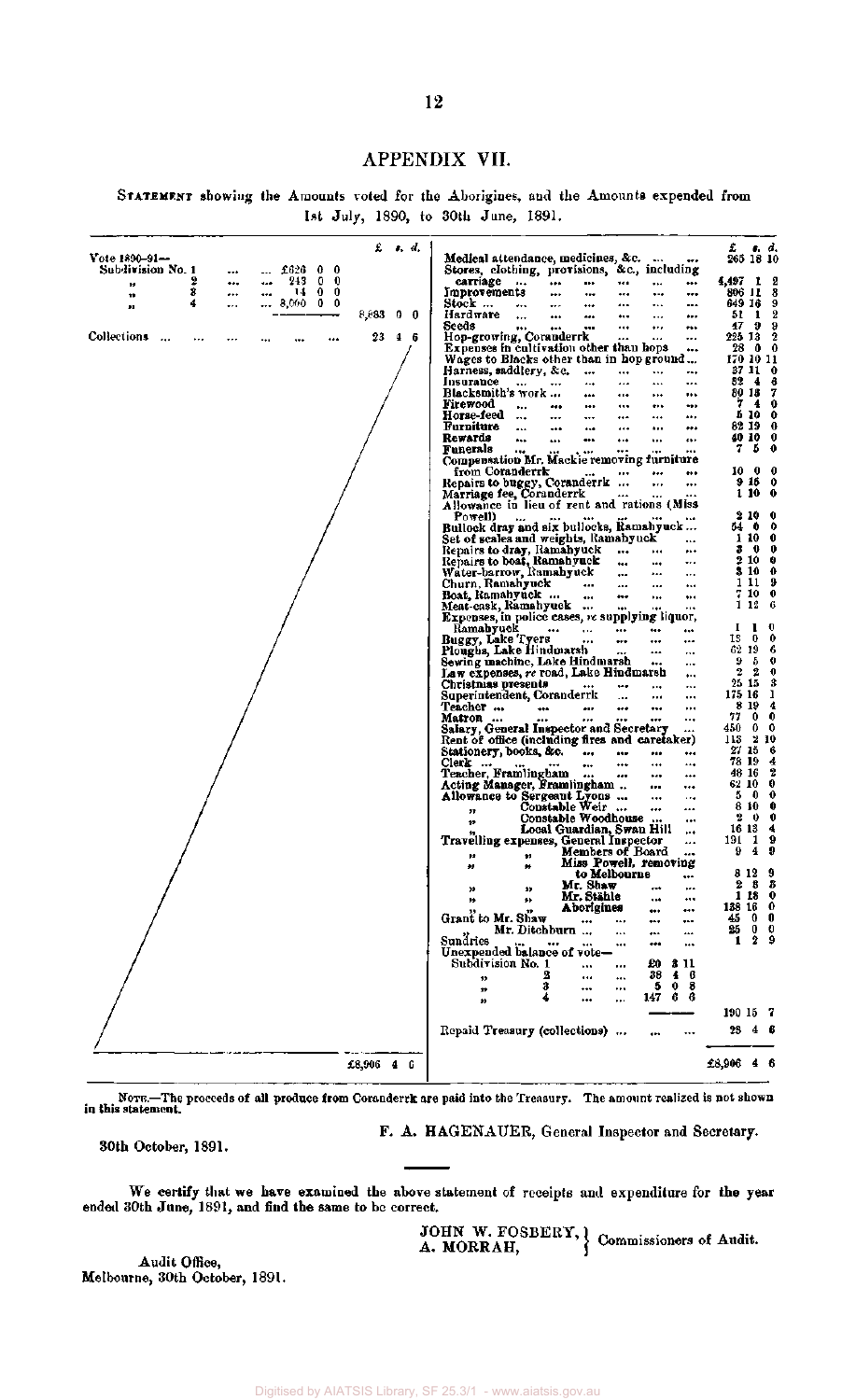# APPENDIX VII.

STATEMENT showing the Amounts voted for the Aborigines, and the Amounts expended from 1st July, 1890, to 30th June, 1891.

| | | £ s. d. | | | £ s. d. |
|---|---|---|---|---|---|
| Vote 1890–91— | | | Medical attendance, medicines, &c. ... ... | | 265 18 10 |
| Subdivision No. 1 ... ... | £626 0 0 | | Stores, clothing, provisions, &c., including carriage ... ... ... ... ... ... | | 4,497 1 2 |
| " 2 ... ... | 243 0 0 | | Improvements ... ... ... ... ... | | 896 11 8 |
| " 3 ... ... | 14 0 0 | | Stock ... ... ... ... ... ... | | 649 16 9 |
| " 4 ... ... | 8,000 0 0 | 8,883 0 0 | Hardware ... ... ... ... ... ... | | 51 1 2 |
| | | | Seeds ... ... ... ... ... ... | | 47 9 9 |
| Collections ... ... ... ... ... ... | | 23 4 6 | Hop-growing, Coranderrk ... ... ... | | 225 13 2 |
| | | | Expenses in cultivation other than hops ... | | 28 0 0 |
| | | | Wages to Blacks other than in hop ground ... | | 170 10 11 |
| | | | Harness, saddlery, &c. ... ... ... | | 37 11 0 |
| | | | Insurance ... ... ... ... ... | | 82 4 8 |
| | | | Blacksmith's work ... ... ... ... | | 80 18 7 |
| | | | Firewood ... ... ... ... ... | | 7 4 0 |
| | | | Horse-feed ... ... ... ... ... | | 5 10 0 |
| | | | Furniture ... ... ... ... ... | | 62 19 0 |
| | | | Rewards ... ... ... ... ... | | 40 10 0 |
| | | | Funerals ... ... ... ... ... | | 7 5 0 |
| | | | Compensation Mr. Mackie removing furniture from Coranderrk ... ... ... | | 10 0 0 |
| | | | Repairs to buggy, Coranderrk ... ... ... | | 9 16 0 |
| | | | Marriage fee, Coranderrk ... ... ... | | 1 10 0 |
| | | | Allowance in lieu of rent and rations (Miss Powell) ... ... ... ... ... ... | | 2 10 0 |
| | | | Bullock dray and six bullocks, Ramahyuck ... | | 54 0 0 |
| | | | Set of scales and weights, Ramahyuck ... | | 1 10 0 |
| | | | Repairs to dray, Ramahyuck ... ... | | 3 0 0 |
| | | | Repairs to boat, Ramahyuck ... ... | | 2 10 0 |
| | | | Water-barrow, Ramahyuck ... ... | | 3 10 0 |
| | | | Churn, Ramahyuck ... ... ... | | 1 11 9 |
| | | | Boat, Ramahyuck ... ... ... ... | | 7 10 0 |
| | | | Meat-cask, Ramahyuck ... ... ... | | 1 12 6 |
| | | | Expenses, in police cases, re supplying liquor, Ramahyuck ... ... ... ... | | 1 1 0 |
| | | | Buggy, Lake Tyers ... ... ... ... | | 13 0 0 |
| | | | Ploughs, Lake Hindmarsh ... ... ... | | 62 19 6 |
| | | | Sewing machine, Lake Hindmarsh ... ... | | 9 5 0 |
| | | | Law expenses, re road, Lake Hindmarsh ... | | 2 2 0 |
| | | | Christmas presents ... ... ... ... | | 25 15 3 |
| | | | Superintendent, Coranderrk ... ... ... | | 175 16 1 |
| | | | Teacher ... ... ... ... ... ... | | 8 19 4 |
| | | | Matron ... ... ... ... ... ... | | 77 0 0 |
| | | | Salary, General Inspector and Secretary ... | | 450 0 0 |
| | | | Rent of office (including fires and caretaker) | | 113 2 10 |
| | | | Stationery, books, &c. ... ... ... ... | | 27 15 6 |
| | | | Clerk ... ... ... ... ... ... | | 78 19 4 |
| | | | Teacher, Framlingham ... ... ... ... | | 46 16 2 |
| | | | Acting Manager, Framlingham .. ... ... | | 62 10 0 |
| | | | Allowance to Sergeant Lyons ... ... ... | | 5 0 0 |
| | | | " Constable Weir ... ... ... | | 8 10 0 |
| | | | " Constable Woodhouse ... ... | | 2 0 0 |
| | | | " Local Guardian, Swan Hill ... | | 16 13 4 |
| | | | Travelling expenses, General Inspector ... | | 191 1 9 |
| | | | " " Members of Board ... | | 9 4 9 |
| | | | " " Miss Powell, removing to Melbourne ... | | 8 12 9 |
| | | | " " Mr. Shaw ... ... | | 2 8 3 |
| | | | " " Mr. Stähle ... ... | | 1 18 0 |
| | | | " " Aborigines ... ... | | 138 16 0 |
| | | | Grant to Mr. Shaw ... ... ... ... | | 45 0 0 |
| | | | " Mr. Ditchburn ... ... ... | | 25 0 0 |
| | | | Sundries ... ... ... ... ... ... | | 1 2 9 |
| | | | Unexpended balance of vote— | | |
| | | | Subdivision No. 1 ... ... | £0 3 11 | |
| | | | " 2 ... ... | 38 4 6 | |
| | | | " 3 ... ... | 5 0 8 | |
| | | | " 4 ... ... | 147 6 6 | |
| | | | | | 190 15 7 |
| | | | Repaid Treasury (collections) ... ... ... | | 23 4 6 |
| | | £8,906 4 6 | | | £8,906 4 6 |

NOTE.—The proceeds of all produce from Coranderrk are paid into the Treasury. The amount realized is not shown in this statement.

F. A. HAGENAUER, General Inspector and Secretary.

30th October, 1891.

We certify that we have examined the above statement of receipts and expenditure for the year ended 30th June, 1891, and find the same to be correct.

JOHN W. FOSBERY,
A. MORRAH, } Commissioners of Audit.

Audit Office,
Melbourne, 30th October, 1891.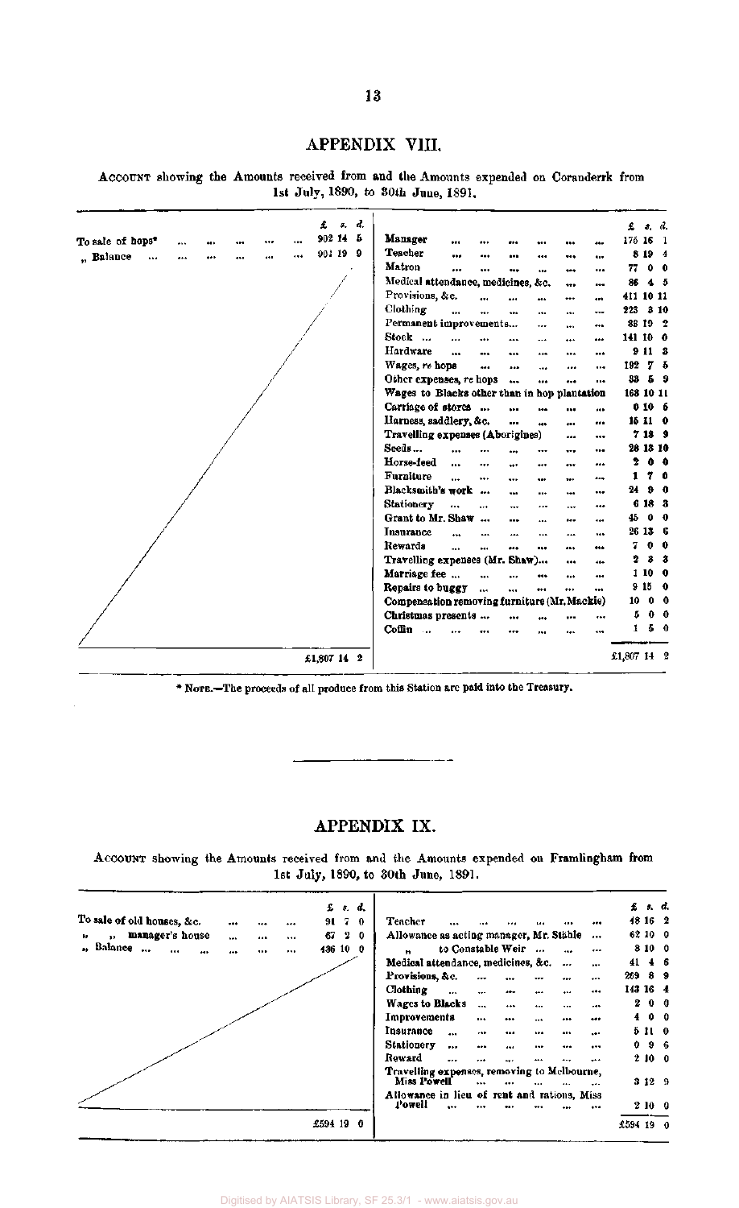## APPENDIX VIII.

ACCOUNT showing the Amounts received from and the Amounts expended on Coranderrk from 1st July, 1890, to 30th June, 1891.

| | £ s. d. | | £ s. d. |
|---|---|---|---|
| To sale of hops* | 902 14 5 | Manager | 175 16 1 |
| „ Balance | 904 19 9 | Teacher | 8 19 4 |
| | | Matron | 77 0 0 |
| | | Medical attendance, medicines, &c. | 86 4 5 |
| | | Provisions, &c. | 411 10 11 |
| | | Clothing | 223 3 10 |
| | | Permanent improvements | 88 19 2 |
| | | Stock | 141 10 0 |
| | | Hardware | 9 11 3 |
| | | Wages, re hops | 192 7 5 |
| | | Other expenses, re hops | 33 5 9 |
| | | Wages to Blacks other than in hop plantation | 168 10 11 |
| | | Carriage of stores | 0 10 6 |
| | | Harness, saddlery, &c. | 15 11 0 |
| | | Travelling expenses (Aborigines) | 7 13 9 |
| | | Seeds | 28 13 10 |
| | | Horse-feed | 2 0 0 |
| | | Furniture | 1 7 0 |
| | | Blacksmith's work | 24 9 0 |
| | | Stationery | 6 18 3 |
| | | Grant to Mr. Shaw | 45 0 0 |
| | | Insurance | 26 13 6 |
| | | Rewards | 7 0 0 |
| | | Travelling expenses (Mr. Shaw) | 2 8 3 |
| | | Marriage fee | 1 10 0 |
| | | Repairs to buggy | 9 15 0 |
| | | Compensation removing furniture (Mr. Mackie) | 10 0 0 |
| | | Christmas presents | 5 0 0 |
| | | Coffin | 1 5 0 |
| | £1,807 14 2 | | £1,807 14 2 |

\* NOTE.—The proceeds of all produce from this Station are paid into the Treasury.

## APPENDIX IX.

ACCOUNT showing the Amounts received from and the Amounts expended on Framlingham from 1st July, 1890, to 30th June, 1891.

| | £ s. d. | | £ s. d. |
|---|---|---|---|
| To sale of old houses, &c. | 91 7 0 | Teacher | 48 16 2 |
| „ „ manager's house | 67 2 0 | Allowance as acting manager, Mr. Stähle | 62 10 0 |
| „ Balance | 436 10 0 | „ to Constable Weir | 8 10 0 |
| | | Medical attendance, medicines, &c. | 41 4 6 |
| | | Provisions, &c. | 269 8 9 |
| | | Clothing | 143 16 4 |
| | | Wages to Blacks | 2 0 0 |
| | | Improvements | 4 0 0 |
| | | Insurance | 5 11 0 |
| | | Stationery | 0 9 6 |
| | | Reward | 2 10 0 |
| | | Travelling expenses, removing to Melbourne, Miss Powell | 3 12 9 |
| | | Allowance in lieu of rent and rations, Miss Powell | 2 10 0 |
| | £594 19 0 | | £594 19 0 |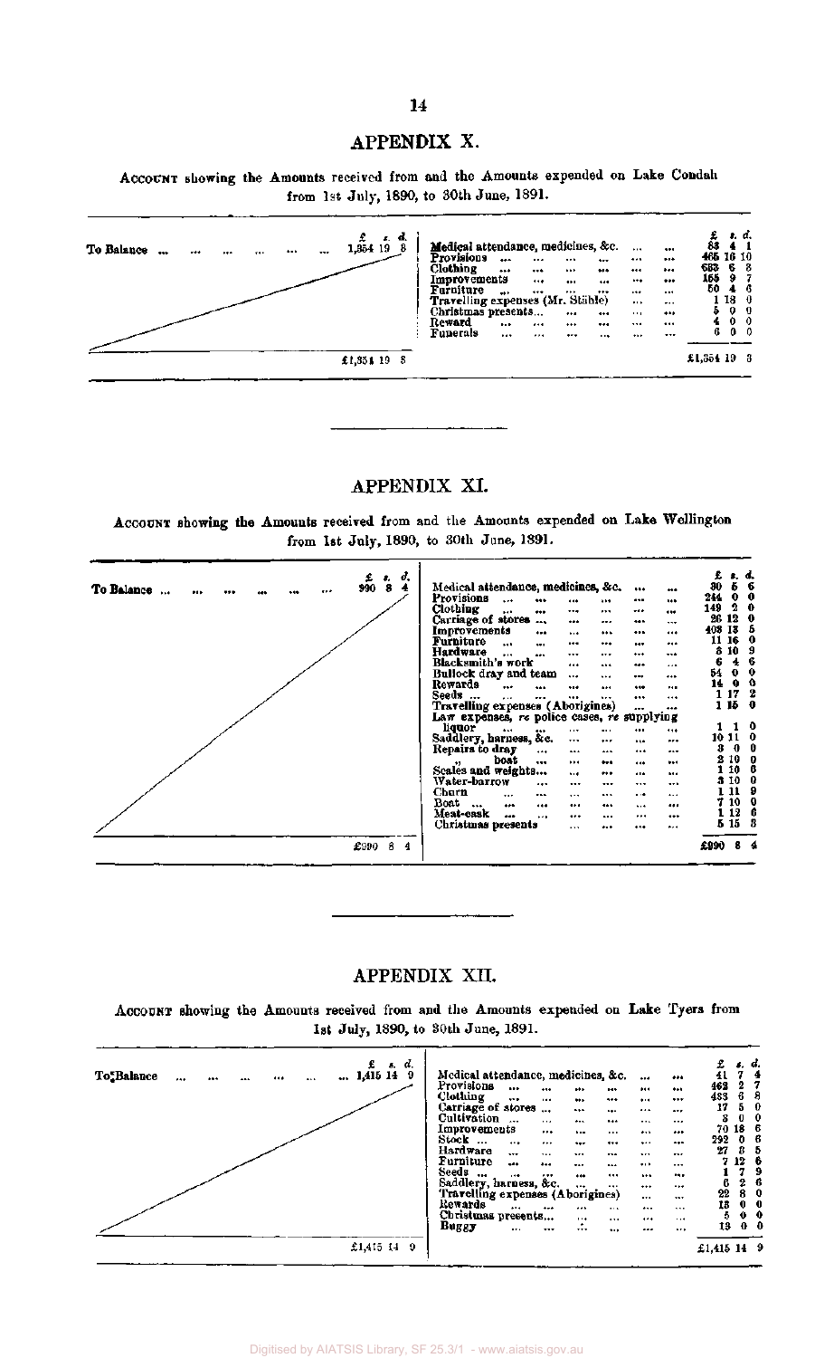## APPENDIX X.

ACCOUNT showing the Amounts received from and the Amounts expended on Lake Condah from 1st July, 1890, to 30th June, 1891.

| | £ s. d. | | £ s. d. |
|---|---|---|---|
| To Balance ... | 1,354 19 8 | Medical attendance, medicines, &c. ... | 83 4 1 |
| | | Provisions ... | 465 16 10 |
| | | Clothing ... | 583 6 8 |
| | | Improvements ... | 155 9 7 |
| | | Furniture ... | 50 4 6 |
| | | Travelling expenses (Mr. Stähle) ... | 1 18 0 |
| | | Christmas presents ... | 5 0 0 |
| | | Reward ... | 4 0 0 |
| | | Funerals ... | 6 0 0 |
| | £1,354 19 8 | | £1,354 19 8 |

## APPENDIX XI.

ACCOUNT showing the Amounts received from and the Amounts expended on Lake Wellington from 1st July, 1890, to 30th June, 1891.

| | £ s. d. | | £ s. d. |
|---|---|---|---|
| To Balance ... | 990 8 4 | Medical attendance, medicines, &c. ... | 30 5 6 |
| | | Provisions ... | 244 0 0 |
| | | Clothing ... | 149 2 0 |
| | | Carriage of stores ... | 26 12 0 |
| | | Improvements ... | 408 13 5 |
| | | Furniture ... | 11 16 0 |
| | | Hardware ... | 8 10 9 |
| | | Blacksmith's work ... | 6 4 6 |
| | | Bullock dray and team ... | 54 0 0 |
| | | Rewards ... | 14 0 0 |
| | | Seeds ... | 1 17 2 |
| | | Travelling expenses (Aborigines) ... | 1 15 0 |
| | | Law expenses, re police cases, re supplying liquor ... | 1 1 0 |
| | | Saddlery, harness, &c. ... | 10 11 0 |
| | | Repairs to dray ... | 3 0 0 |
| | | " boat ... | 2 10 0 |
| | | Scales and weights ... | 1 10 6 |
| | | Water-barrow ... | 3 10 0 |
| | | Churn ... | 1 11 9 |
| | | Boat ... | 7 10 0 |
| | | Meat-cask ... | 1 12 6 |
| | | Christmas presents ... | 5 15 8 |
| | £990 8 4 | | £990 8 4 |

## APPENDIX XII.

ACCOUNT showing the Amounts received from and the Amounts expended on Lake Tyers from 1st July, 1890, to 30th June, 1891.

| | £ s. d. | | £ s. d. |
|---|---|---|---|
| To Balance ... | 1,415 14 9 | Medical attendance, medicines, &c. ... | 41 7 4 |
| | | Provisions ... | 462 2 7 |
| | | Clothing ... | 483 6 8 |
| | | Carriage of stores ... | 17 5 0 |
| | | Cultivation ... | 3 0 0 |
| | | Improvements ... | 70 18 6 |
| | | Stock ... | 292 0 6 |
| | | Hardware ... | 27 3 5 |
| | | Furniture ... | 7 12 6 |
| | | Seeds ... | 1 7 9 |
| | | Saddlery, harness, &c. ... | 6 2 6 |
| | | Travelling expenses (Aborigines) ... | 22 8 0 |
| | | Rewards ... | 13 0 0 |
| | | Christmas presents ... | 5 0 0 |
| | | Buggy ... | 13 0 0 |
| | £1,415 14 9 | | £1,415 14 9 |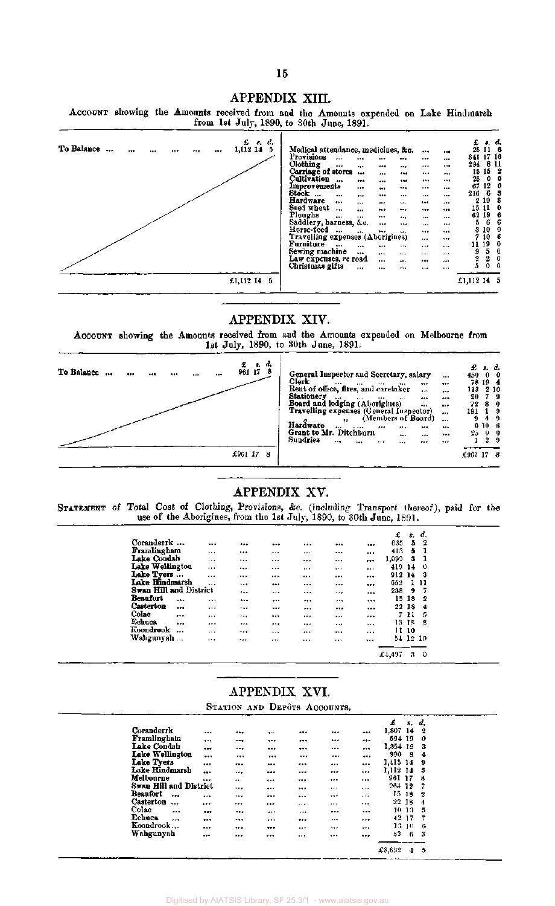## APPENDIX XIII.

ACCOUNT showing the Amounts received from and the Amounts expended on Lake Hindmarsh from 1st July, 1890, to 30th June, 1891.

| | £ s. d. | | £ s. d. |
|---|---|---|---|
| To Balance ... | 1,112 14 5 | Medical attendance, medicines, &c. | 25 11 6 |
| | | Provisions | 341 17 10 |
| | | Clothing | 234 8 11 |
| | | Carriage of stores | 15 15 2 |
| | | Cultivation | 25 0 0 |
| | | Improvements | 67 12 0 |
| | | Stock | 216 6 8 |
| | | Hardware | 2 19 8 |
| | | Seed wheat | 15 11 0 |
| | | Ploughs | 62 19 6 |
| | | Saddlery, harness, &c. | 5 6 6 |
| | | Horse-feed | 3 10 0 |
| | | Travelling expenses (Aborigines) | 7 10 6 |
| | | Furniture | 11 19 0 |
| | | Sewing machine | 9 5 0 |
| | | Law expenses, re road | 2 2 0 |
| | | Christmas gifts | 5 0 0 |
| | £1,112 14 5 | | £1,112 14 5 |

## APPENDIX XIV.

ACCOUNT showing the Amounts received from and the Amounts expended on Melbourne from 1st July, 1890, to 30th June, 1891.

| | £ s. d. | | £ s. d. |
|---|---|---|---|
| To Balance ... | 961 17 8 | General Inspector and Secretary, salary | 450 0 0 |
| | | Clerk | 78 19 4 |
| | | Rent of office, fires, and caretaker | 113 2 10 |
| | | Stationery | 20 7 9 |
| | | Board and lodging (Aborigines) | 72 8 0 |
| | | Travelling expenses (General Inspector) | 191 1 9 |
| | | " " (Members of Board) | 9 4 9 |
| | | Hardware | 0 10 6 |
| | | Grant to Mr. Ditchburn | 25 0 0 |
| | | Sundries | 1 2 9 |
| | £961 17 8 | | £961 17 8 |

## APPENDIX XV.

STATEMENT *of* Total Cost of Clothing, Provisions, &c. *(including* Transport *thereof)*, paid for the use of the Aborigines, from the 1st July, 1890, to 30th June, 1891.

| | £ s. d. |
|---|---|
| Coranderrk ... | 635 5 2 |
| Framlingham | 413 5 1 |
| Lake Condah | 1,099 3 1 |
| Lake Wellington | 419 14 0 |
| Lake Tyers ... | 912 14 3 |
| Lake Hindmarsh | 652 1 11 |
| Swan Hill and District | 238 9 7 |
| Beaufort | 15 18 2 |
| Casterton | 22 18 4 |
| Colac | 7 11 5 |
| Echuca | 13 18 8 |
| Koondrook ... | 11 10 |
| Wahgunyah ... | 54 12 10 |
| | £4,497 3 0 |

## APPENDIX XVI.

STATION AND DEPÔTS ACCOUNTS.

| | £ s. d. |
|---|---|
| Coranderrk | 1,807 14 2 |
| Framlingham | 594 19 0 |
| Lake Condah | 1,354 19 3 |
| Lake Wellington | 930 8 4 |
| Lake Tyers | 1,415 14 9 |
| Lake Hindmarsh | 1,112 14 5 |
| Melbourne | 961 17 8 |
| Swan Hill and District | 264 12 7 |
| Beaufort | 15 18 2 |
| Casterton ... | 22 18 4 |
| Colac | 10 13 5 |
| Echuca | 42 17 7 |
| Koondrook ... | 13 10 6 |
| Wahgunyah | 83 6 3 |
| | £8,692 4 5 |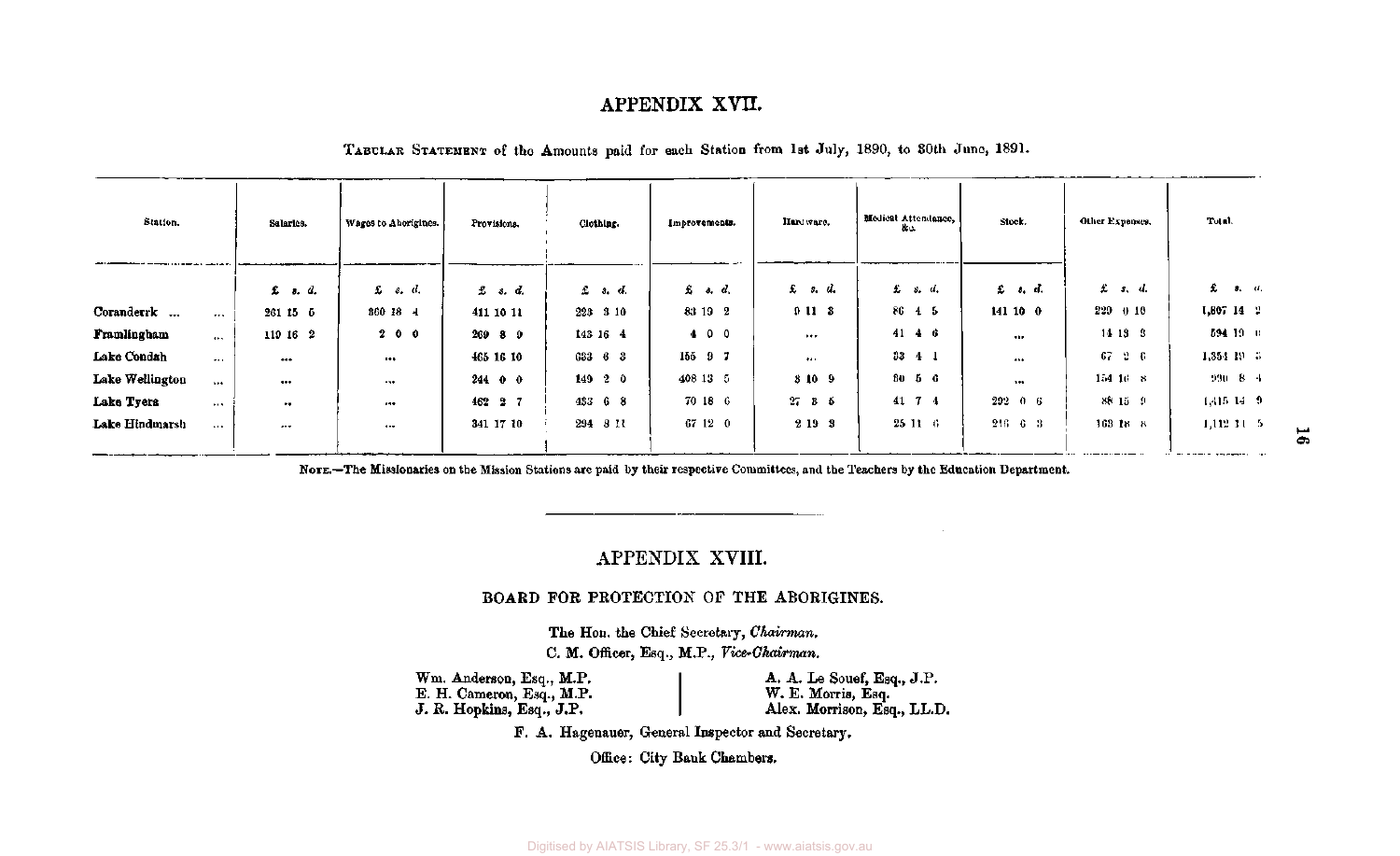# APPENDIX XVII.

TABULAR STATEMENT of the Amounts paid for each Station from 1st July, 1890, to 30th June, 1891.

| Station. | Salaries. | Wages to Aborigines. | Provisions. | Clothing. | Improvements. | Hardware. | Medical Attendance, &c. | Stock. | Other Expenses. | Total. |
|---|---|---|---|---|---|---|---|---|---|---|
| | £ s. d. | £ s. d. | £ s. d. | £ s. d. | £ s. d. | £ s. d. | £ s. d. | £ s. d. | £ s. d. | £ s. d. |
| Coranderrk ... | 261 15 5 | 360 18 4 | 411 10 11 | 223 3 10 | 83 19 2 | 0 11 3 | 86 4 5 | 141 10 0 | 220 0 10 | 1,807 14 2 |
| Framlingham ... | 110 16 2 | 2 0 0 | 269 8 9 | 143 16 4 | 4 0 0 | ... | 41 4 6 | ... | 14 13 3 | 594 19 0 |
| Lake Condah ... | ... | ... | 465 16 10 | 683 6 3 | 155 9 7 | ... | 33 4 1 | ... | 67 2 6 | 1,354 19 5 |
| Lake Wellington ... | ... | ... | 244 0 0 | 149 2 0 | 408 13 5 | 3 10 9 | 30 5 6 | ... | 154 16 8 | 990 8 4 |
| Lake Tyers ... | .. | ... | 462 2 7 | 433 6 8 | 70 18 6 | 27 3 5 | 41 7 4 | 292 0 6 | 88 15 9 | 1,415 14 9 |
| Lake Hindmarsh ... | ... | ... | 341 17 10 | 294 8 11 | 67 12 0 | 2 19 3 | 25 11 6 | 216 6 3 | 163 18 8 | 1,112 14 5 |

NOTE.—The Missionaries on the Mission Stations are paid by their respective Committees, and the Teachers by the Education Department.

---

# APPENDIX XVIII.

## BOARD FOR PROTECTION OF THE ABORIGINES.

The Hon. the Chief Secretary, *Chairman.*

C. M. Officer, Esq., M.P., *Vice-Chairman.*

Wm. Anderson, Esq., M.P.
E. H. Cameron, Esq., M.P.
J. R. Hopkins, Esq., J.P.
A. A. Le Souef, Esq., J.P.
W. E. Morris, Esq.
Alex. Morrison, Esq., LL.D.

F. A. Hagenauer, General Inspector and Secretary.

Office: City Bank Chambers.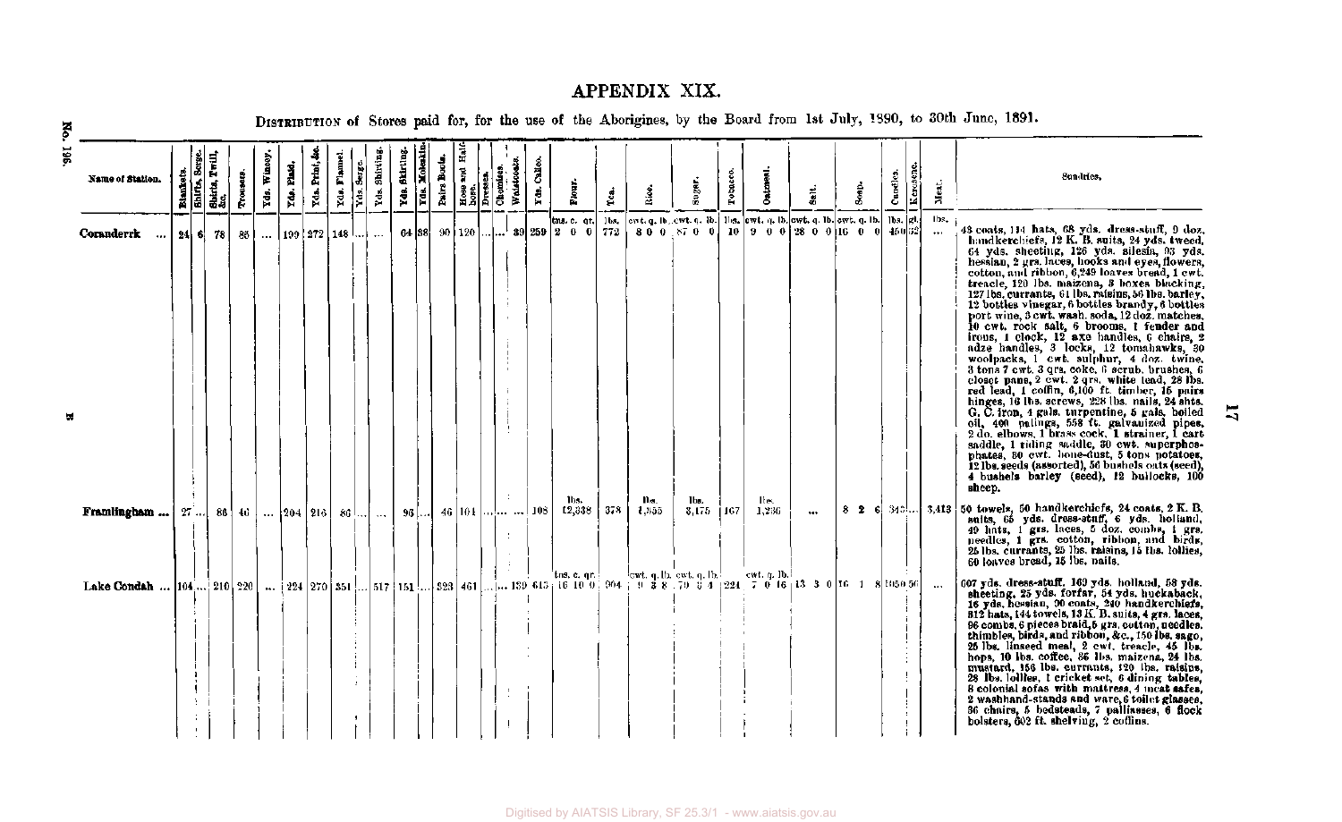# APPENDIX XIX.

DISTRIBUTION of Stores paid for, for the use of the Aborigines, by the Board from 1st July, 1890, to 30th June, 1891.

| Name of Station. | Blankets. | Shirts, Serge. | Shirts, Twill, &c. | Trousers. | Yds. Winsey. | Yds. Plaid. | Yds. Print, &c. | Yds. Flannel. | Yds. Serge. | Yds. Shirting. | Yds. Skirting. | Yds. Moleskin. | Pairs Boots. | Hose and Half-hose. | Dresses. | Chemises. | Waistcoats. | Yds. Calico. | Flour. | Tea. | Rice. | Sugar. | Tobacco. | Oatmeal. | Salt. | Soap. | Candles. | Kerosene. | Meat. | Sundries. |
|---|---|---|---|---|---|---|---|---|---|---|---|---|---|---|---|---|---|---|---|---|---|---|---|---|---|---|---|---|---|---|
| | | | | | | | | | | | | | | | | | | | tns. c. qr. | lbs. | cwt. q. lb. | cwt. q. lb. | lbs. | cwt. q. lb. | cwt. q. lb. | cwt. q. lb. | lbs. | gl. | lbs. | |
| Coranderrk ... | 24 | 6 | 78 | 85 | ... | 199 | 272 | 148 | ... | ... | 64 | 38 | 90 | 120 | ... | ... | 39 | 259 | 2 0 0 | 772 | 8 0 0 | 87 0 0 | 10 | 9 0 0 | 28 0 0 | 16 0 0 | 450 | 52 | ... | 43 coats, 114 hats, 68 yds. dress-stuff, 9 doz. handkerchiefs, 12 K. B. suits, 24 yds. tweed, 64 yds. sheeting, 126 yds. silesia, 93 yds. hessian, 2 grs. laces, hooks and eyes, flowers, cotton, and ribbon, 6,249 loaves bread, 1 cwt. treacle, 120 lbs. maizena, 8 boxes blacking, 127 lbs. currants, 61 lbs. raisins, 56 lbs. barley, 12 bottles vinegar, 6 bottles brandy, 6 bottles port wine, 3 cwt. wash. soda, 12 doz. matches, 10 cwt. rock salt, 6 brooms, 1 fender and irons, 1 clock, 12 axe handles, 6 chairs, 2 adze handles, 3 locks, 12 tomahawks, 30 woolpacks, 1 cwt. sulphur, 4 doz. twine, 3 tons 7 cwt. 3 qrs. coke, 6 scrub. brushes, 6 closet pans, 2 cwt. 2 qrs. white lead, 28 lbs. red lead, 1 coffin, 6,100 ft. timber, 16 pairs hinges, 16 lbs. screws, 228 lbs. nails, 24 shts. G. C. iron, 4 gals. turpentine, 5 gals. boiled oil, 400 palings, 558 ft. galvanized pipes, 2 do. elbows, 1 brass cock, 1 strainer, 1 cart saddle, 1 riding saddle, 30 cwt. superphosphates, 80 cwt. bone-dust, 5 tons potatoes, 12 lbs. seeds (assorted), 56 bushels oats (seed), 4 bushels barley (seed), 12 bullocks, 100 sheep. |
| | | | | | | | | | | | | | | | | | | | lbs. | | lbs. | lbs. | | lbs. | | | | | | |
| Framlingham ... | 27 | ... | 86 | 40 | ... | 204 | 216 | 86 | ... | ... | 96 | ... | 46 | 104 | ... | ... | ... | 108 | 12,338 | 378 | 1,555 | 3,175 | 167 | 1,236 | ... | 8 2 6 | 342 | ... | 3,413 | 50 towels, 50 handkerchiefs, 24 coats, 2 K. B. suits, 65 yds. dress-stuff, 6 yds. holland, 49 hats, 1 grs. laces, 5 doz. combs, 1 grs. needles, 1 grs. cotton, ribbon, and birds, 25 lbs. currants, 25 lbs. raisins, 15 lbs. lollies, 60 loaves bread, 15 lbs. nails. |
| | | | | | | | | | | | | | | | | | | | tns. c. qr. | | cwt. q. lb. | cwt. q. lb. | | cwt. q. lb. | | | | | | |
| Lake Condah ... | 104 | ... | 210 | 220 | ... | 224 | 270 | 351 | ... | 517 | 151 | ... | 223 | 461 | ... | ... | 139 | 615 | 16 10 0 | 904 | 9 3 8 | 70 3 4 | 224 | 7 0 16 | 13 3 0 | 16 1 8 | 1050 | 56 | ... | 607 yds. dress-stuff, 169 yds. holland, 58 yds. sheeting, 25 yds. forfar, 54 yds. huckaback, 16 yds. hessian, 30 coats, 240 handkerchiefs, 312 hats, 144 towels, 13 K. B. suits, 4 grs. laces, 96 combs, 6 pieces braid, 5 grs. cotton, needles, thimbles, birds, and ribbon, &c., 150 lbs. sago, 25 lbs. linseed meal, 2 cwt. treacle, 45 lbs. hops, 10 lbs. coffee, 86 lbs. maizena, 24 lbs. mustard, 156 lbs. currants, 120 lbs. raisins, 28 lbs. lollies, 1 cricket set, 6 dining tables, 8 colonial sofas with mattress, 4 meat safes, 2 washhand-stands and ware, 6 toilet glasses, 36 chairs, 5 bedsteads, 7 palliasses, 6 flock bolsters, 502 ft. shelving, 2 coffins. |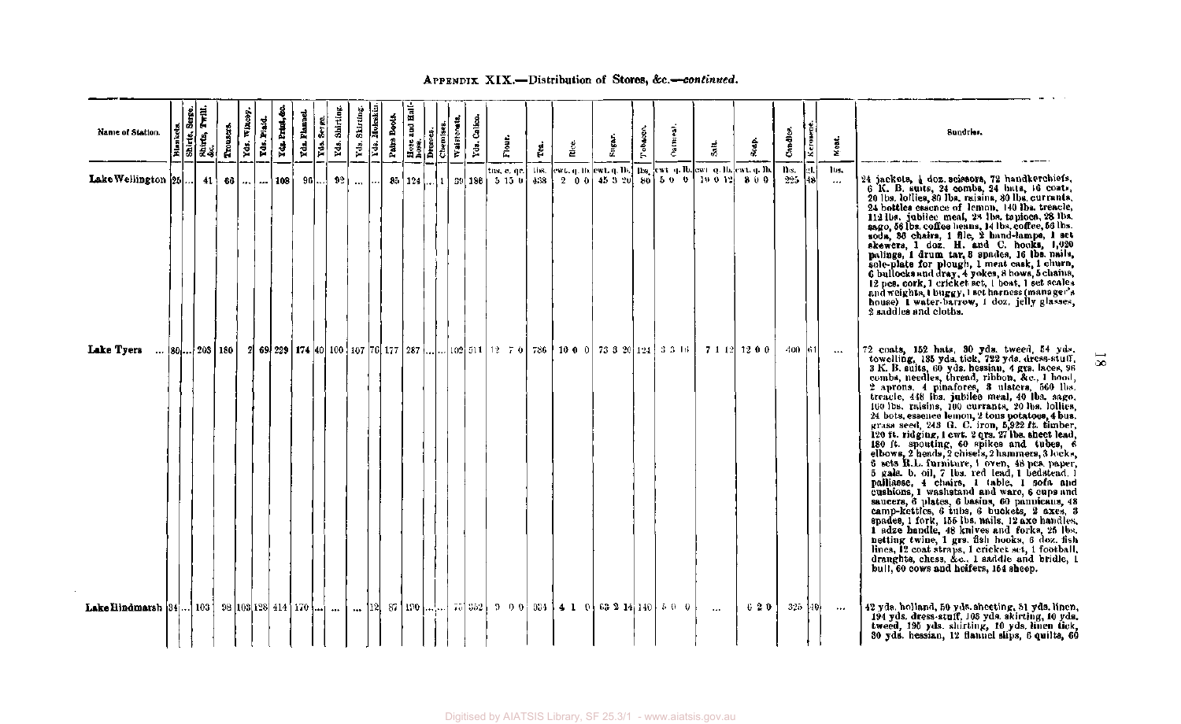APPENDIX XIX.—Distribution of Stores, &c.—*continued.*

| Name of Station. | Blankets. | Shirts, Serge. | Shirts, Twill, &c. | Trousers. | Yds. Wincey. | Yds. Plaid. | Yds. Print, &c. | Yds. Flannel. | Yds. Serge. | Yds. Shirting. | Yds. Skirting. | Yds. Moleskin. | Pairs Boots. | Hose and Half-hose. | Dresses. | Chemises. | Waistcoats. | Yds. Calico. | Flour. | Tea. | Rice. | Sugar. | Tobacco. | Oatmeal. | Salt. | Soap. | Candles. | Kerosene. | Meat. | Sundries. |
|---|---|---|---|---|---|---|---|---|---|---|---|---|---|---|---|---|---|---|---|---|---|---|---|---|---|---|---|---|---|---|
| | | | | | | | | | | | | | | | | | | | tns. c. qr. | lbs. | cwt. q. lb. | cwt. q. lb. | lbs. | cwt. q. lb. | cwt. q. lb. | cwt. q. lb. | lbs. | gl. | lbs. | |
| Lake Wellington | 25 | ... | 41 | 66 | ... | ... | 108 | 96 | ... | 92 | ... | ... | 85 | 124 | ... | 1 | 59 | 186 | 5 15 0 | 438 | 2 0 0 | 45 3 20 | 80 | 5 0 0 | 10 0 12 | 8 0 0 | 225 | 48 | ... | 24 jackets, ½ doz. scissors, 72 handkerchiefs, 6 K. B. suits, 24 combs, 24 hats, 16 coats, 20 lbs. lollies, 80 lbs. raisins, 80 lbs. currants, 24 bottles essence of lemon, 140 lbs. treacle, 112 lbs. jubilee meal, 28 lbs. tapioca, 28 lbs. sago, 56 lbs. coffee beans, 14 lbs. coffee, 56 lbs. soda, 36 chairs, 1 file, 2 hand-lamps, 1 set skewers, 1 doz. H. and C. hooks, 1,920 palings, 1 drum tar, 6 spades, 16 lbs. nails, sole-plate for plough, 1 meat cask, 1 churn, 6 bullocks and dray, 4 yokes, 8 bows, 5 chains, 12 pcs. cork, 1 cricket set, 1 boat, 1 set scales and weights, 1 buggy, 1 set harness (manager's house) 1 water-barrow, 1 doz. jelly glasses, 2 saddles and cloths. |
| Lake Tyers ... | 80 | ... | 205 | 180 | 2 | 69 | 229 | 174 | 40 | 100 | 107 | 76 | 177 | 287 | ... | ... | 102 | 511 | 12 7 0 | 786 | 10 0 0 | 73 3 20 | 124 | 3 3 16 | 7 1 12 | 12 0 0 | 400 | 61 | ... | 72 coats, 152 hats, 90 yds. tweed, 54 yds. towelling, 135 yds. tick, 722 yds. dress-stuff, 3 K. B. suits, 60 yds. hessian, 4 grs. laces, 96 combs, needles, thread, ribbon, &c., 1 hood, 2 aprons, 4 pinafores, 3 ulsters, 560 lbs. treacle, 448 lbs. jubilee meal, 40 lbs. sago, 100 lbs. raisins, 100 currants, 20 lbs. lollies, 24 bots. essence lemon, 2 tons potatoes, 4 bus. grass seed, 243 G. C. iron, 5,922 ft. timber, 120 ft. ridging, 1 cwt. 2 qrs. 27 lbs. sheet lead, 180 ft. spouting, 60 spikes and tubes, 6 elbows, 2 heads, 2 chisels, 2 hammers, 3 locks, 6 sets R.L. furniture, 1 oven, 48 pcs. paper, 5 gals. b. oil, 7 lbs. red lead, 1 bedstead, 1 palliasse, 4 chairs, 1 table, 1 sofa and cushions, 1 washstand and ware, 6 cups and saucers, 6 plates, 6 basins, 60 pannicans, 48 camp-kettles, 6 tubs, 6 buckets, 2 axes, 3 spades, 1 fork, 156 lbs. nails, 12 axe handles, 1 adze handle, 48 knives and forks, 25 lbs. netting twine, 1 grs. fish hooks, 6 doz. fish lines, 12 coat straps, 1 cricket set, 1 football, draughts, chess, &c., 1 saddle and bridle, 1 bull, 60 cows and heifers, 164 sheep. |
| Lake Hindmarsh | 84 | ... | 105 | 98 | 105 | 128 | 414 | 170 | ... | ... | ... | 12 | 87 | 190 | ... | ... | 75 | 352 | 9 0 0 | 934 | 4 1 0 | 63 2 14 | 140 | 5 0 0 | ... | 6 2 0 | 325 | 40 | ... | 42 yds. holland, 50 yds. sheeting, 51 yds. linen, 194 yds. dress-stuff, 105 yds. skirting, 40 yds. tweed, 195 yds. shirting, 10 yds. linen tick, 80 yds. hessian, 12 flannel slips, 6 quilts, 60 |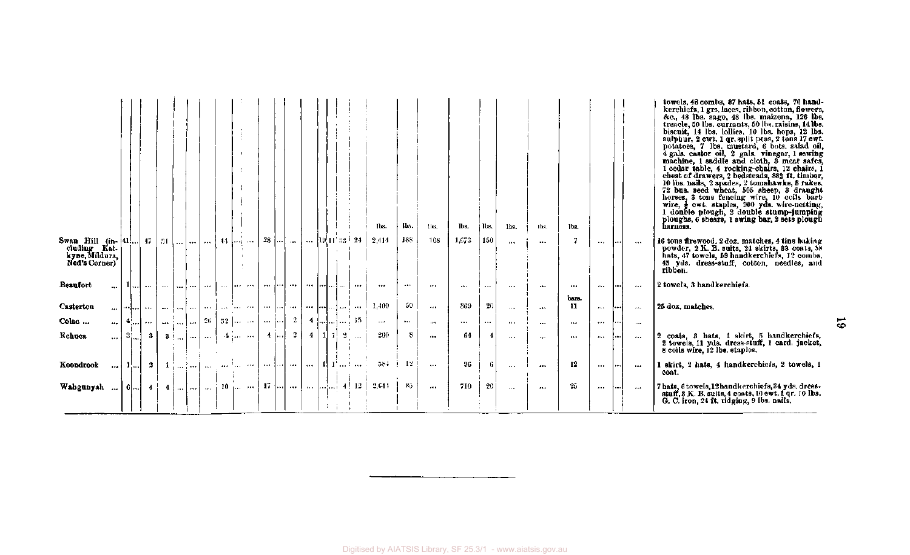| | | | | | | | | | | | | | | | | | | | | | lbs. | lbs. | lbs. | lbs. | lbs. | lbs. | lbs. | lbs. | | | | |
|---|---|---|---|---|---|---|---|---|---|---|---|---|---|---|---|---|---|---|---|---|---|---|---|---|---|---|---|---|---|---|---|---|
| | | | | | | | | | | | | | | | | | | | | | | | | | | | | | | | | towels, 48 combs, 87 hats, 51 coats, 76 handkerchiefs, 1 grs. laces, ribbon, cotton, flowers, &c., 48 lbs. sago, 48 lbs. maizena, 126 lbs. treacle, 50 lbs. currants, 50 lbs. raisins, 14 lbs. biscuit, 14 lbs. lollies, 10 lbs. hops, 12 lbs. sulphur, 2 cwt. 1 qr. split peas, 2 tons 17 cwt. potatoes, 7 lbs. mustard, 6 bots. salad oil, 4 gals. castor oil, 2 gals. vinegar, 1 sewing machine, 1 saddle and cloth, 3 meat safes, 1 cedar table, 4 rocking-chairs, 12 chairs, 1 chest of drawers, 2 bedsteads, 862 ft. timber, 10 lbs. nails, 2 spades, 2 tomahawks, 5 rakes, 72 bus. seed wheat, 505 sheep, 3 draught horses, 3 tons fencing wire, 10 coils barb wire, ½ cwt. staples, 900 yds. wire-netting, 1 double plough, 2 double stump-jumping ploughs, 6 shears, 1 swing bar, 2 sets plough harness. |
| Swan Hill (including Katkyne, Mildura, Ned's Corner) | 41 | ... | 47 | 31 | ... | ... | ... | ... | 44 | ... | ... | 28 | ... | ... | ... | ... | 19 | 11 | 32 | 24 | 2,414 | 188 | 108 | 1,673 | 150 | ... | ... | 7 | ... | ... | ... | 16 tons firewood, 2 doz. matches, 4 tins baking powder, 2 K. B. suits, 24 skirts, 83 coats, 58 hats, 47 towels, 59 handkerchiefs, 12 combs, 43 yds. dress-stuff, cotton, needles, and ribbon. |
| Beaufort | 1 | ... | ... | ... | ... | ... | ... | ... | ... | ... | ... | ... | ... | ... | ... | ... | ... | ... | ... | ... | ... | ... | ... | ... | ... | ... | ... | ... | ... | ... | ... | 2 towels, 3 handkerchiefs. |
| Casterton | ... | ... | ... | ... | ... | ... | ... | ... | ... | ... | ... | ... | ... | ... | ... | ... | ... | ... | ... | ... | 1,400 | 50 | ... | 369 | 20 | ... | ... | bars. 11 | ... | ... | ... | 25 doz. matches. |
| Colac ... | 4 | ... | ... | ... | ... | ... | ... | 26 | 32 | ... | ... | ... | ... | ... | 2 | 4 | ... | ... | ... | 15 | ... | ... | ... | ... | ... | ... | ... | ... | ... | ... | ... | |
| Echuca | 3 | ... | 3 | 3 | ... | ... | ... | ... | 4 | ... | ... | 4 | ... | ... | 2 | 4 | 1 | 7 | 2 | ... | 200 | 8 | ... | 64 | 4 | ... | ... | ... | ... | ... | ... | 2 coats, 3 hats, 1 skirt, 5 handkerchiefs, 2 towels, 11 yds. dress-stuff, 1 card. jacket, 8 coils wire, 12 lbs. staples. |
| Koondrook | 1 | ... | 2 | 1 | ... | ... | ... | ... | ... | ... | ... | ... | ... | ... | ... | ... | 1 | 1 | ... | ... | 584 | 12 | ... | 95 | 6 | ... | ... | 12 | ... | ... | ... | 1 skirt, 2 hats, 4 handkerchiefs, 2 towels, 1 coat. |
| Wahgunyah ... | 6 | ... | 4 | 4 | ... | ... | ... | ... | 10 | ... | ... | 17 | ... | ... | ... | ... | ... | ... | 4 | 12 | 2,611 | 85 | ... | 710 | 20 | ... | ... | 25 | ... | ... | ... | 7 hats, 6 towels, 12 handkerchiefs, 34 yds. dress-stuff, 3 K. B. suits, 4 coats, 10 cwt. 1 qr. 10 lbs. G. C. iron, 24 ft. ridging, 9 lbs. nails. |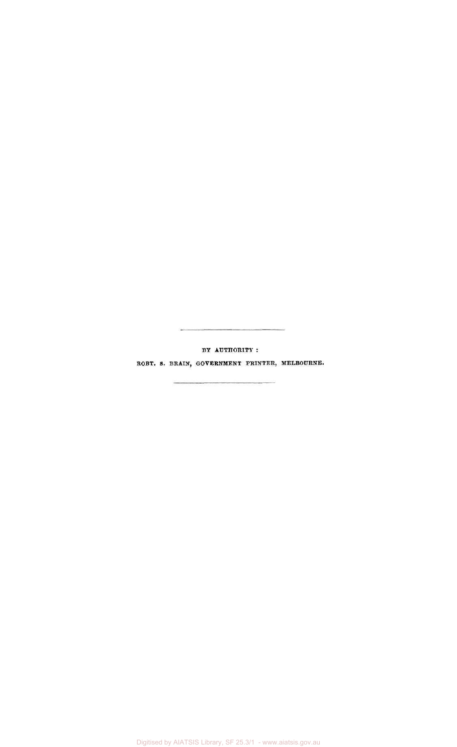BY AUTHORITY :

ROBT. S. BRAIN, GOVERNMENT PRINTER, MELBOURNE.